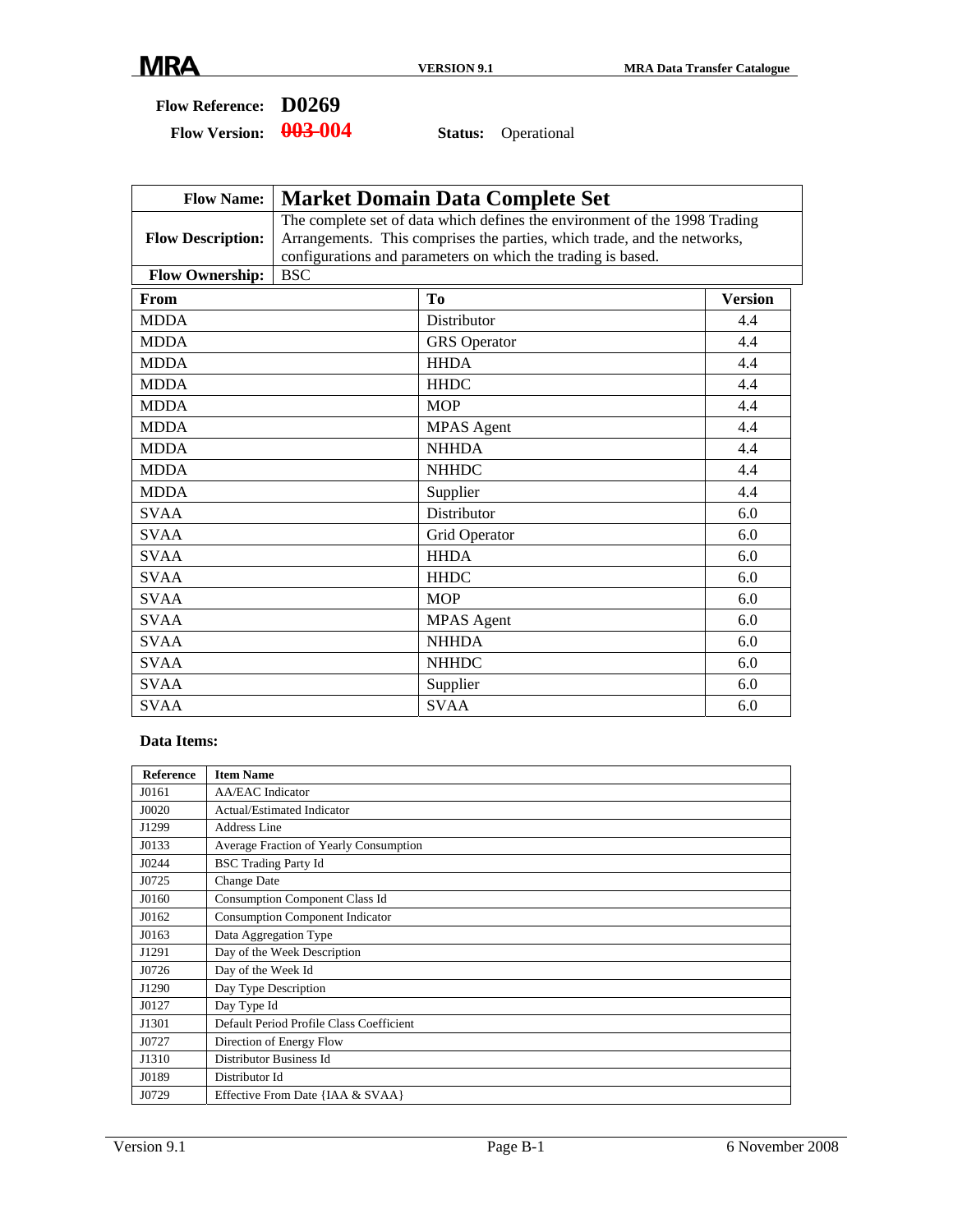**Flow Reference:** **D0269**

**Flow Version:** ~~003~~ **004** **Status:** Operational

| | |
|---|---|
| **Flow Name:** | **Market Domain Data Complete Set** |
| **Flow Description:** | The complete set of data which defines the environment of the 1998 Trading Arrangements. This comprises the parties, which trade, and the networks, configurations and parameters on which the trading is based. |
| **Flow Ownership:** | BSC |

| From | To | Version |
|---|---|---|
| MDDA | Distributor | 4.4 |
| MDDA | GRS Operator | 4.4 |
| MDDA | HHDA | 4.4 |
| MDDA | HHDC | 4.4 |
| MDDA | MOP | 4.4 |
| MDDA | MPAS Agent | 4.4 |
| MDDA | NHHDA | 4.4 |
| MDDA | NHHDC | 4.4 |
| MDDA | Supplier | 4.4 |
| SVAA | Distributor | 6.0 |
| SVAA | Grid Operator | 6.0 |
| SVAA | HHDA | 6.0 |
| SVAA | HHDC | 6.0 |
| SVAA | MOP | 6.0 |
| SVAA | MPAS Agent | 6.0 |
| SVAA | NHHDA | 6.0 |
| SVAA | NHHDC | 6.0 |
| SVAA | Supplier | 6.0 |
| SVAA | SVAA | 6.0 |

**Data Items:**

| Reference | Item Name |
|---|---|
| J0161 | AA/EAC Indicator |
| J0020 | Actual/Estimated Indicator |
| J1299 | Address Line |
| J0133 | Average Fraction of Yearly Consumption |
| J0244 | BSC Trading Party Id |
| J0725 | Change Date |
| J0160 | Consumption Component Class Id |
| J0162 | Consumption Component Indicator |
| J0163 | Data Aggregation Type |
| J1291 | Day of the Week Description |
| J0726 | Day of the Week Id |
| J1290 | Day Type Description |
| J0127 | Day Type Id |
| J1301 | Default Period Profile Class Coefficient |
| J0727 | Direction of Energy Flow |
| J1310 | Distributor Business Id |
| J0189 | Distributor Id |
| J0729 | Effective From Date {IAA & SVAA} |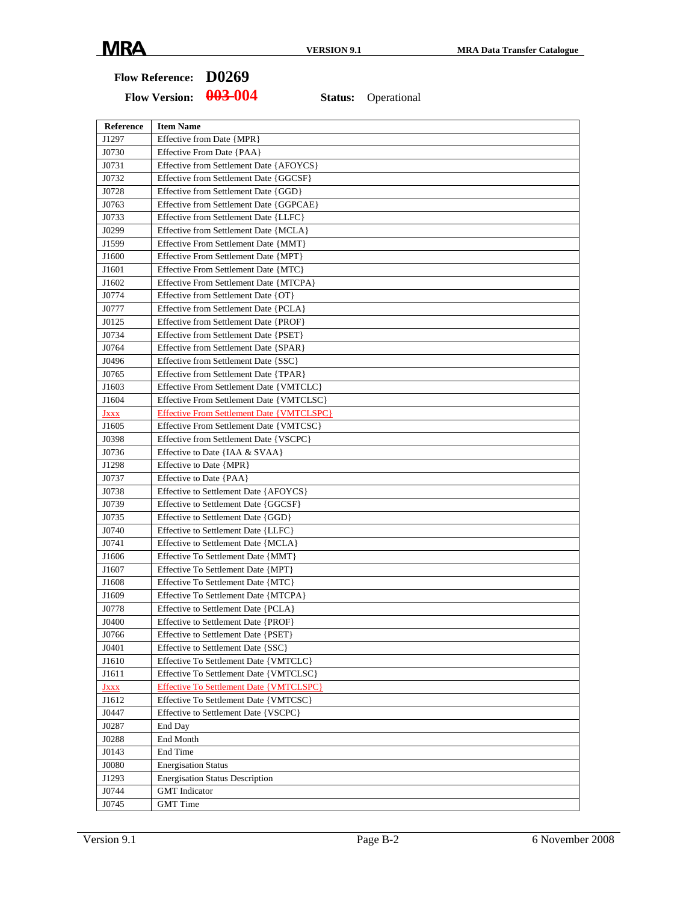**Flow Reference:** **D0269**

**Flow Version:** ~~003~~ 004 **Status:** Operational

| Reference | Item Name |
|---|---|
| J1297 | Effective from Date {MPR} |
| J0730 | Effective From Date {PAA} |
| J0731 | Effective from Settlement Date {AFOYCS} |
| J0732 | Effective from Settlement Date {GGCSF} |
| J0728 | Effective from Settlement Date {GGD} |
| J0763 | Effective from Settlement Date {GGPCAE} |
| J0733 | Effective from Settlement Date {LLFC} |
| J0299 | Effective from Settlement Date {MCLA} |
| J1599 | Effective From Settlement Date {MMT} |
| J1600 | Effective From Settlement Date {MPT} |
| J1601 | Effective From Settlement Date {MTC} |
| J1602 | Effective From Settlement Date {MTCPA} |
| J0774 | Effective from Settlement Date {OT} |
| J0777 | Effective from Settlement Date {PCLA} |
| J0125 | Effective from Settlement Date {PROF} |
| J0734 | Effective from Settlement Date {PSET} |
| J0764 | Effective from Settlement Date {SPAR} |
| J0496 | Effective from Settlement Date {SSC} |
| J0765 | Effective from Settlement Date {TPAR} |
| J1603 | Effective From Settlement Date {VMTCLC} |
| J1604 | Effective From Settlement Date {VMTCLSC} |
| Jxxx | Effective From Settlement Date {VMTCLSPC} |
| J1605 | Effective From Settlement Date {VMTCSC} |
| J0398 | Effective from Settlement Date {VSCPC} |
| J0736 | Effective to Date {IAA & SVAA} |
| J1298 | Effective to Date {MPR} |
| J0737 | Effective to Date {PAA} |
| J0738 | Effective to Settlement Date {AFOYCS} |
| J0739 | Effective to Settlement Date {GGCSF} |
| J0735 | Effective to Settlement Date {GGD} |
| J0740 | Effective to Settlement Date {LLFC} |
| J0741 | Effective to Settlement Date {MCLA} |
| J1606 | Effective To Settlement Date {MMT} |
| J1607 | Effective To Settlement Date {MPT} |
| J1608 | Effective To Settlement Date {MTC} |
| J1609 | Effective To Settlement Date {MTCPA} |
| J0778 | Effective to Settlement Date {PCLA} |
| J0400 | Effective to Settlement Date {PROF} |
| J0766 | Effective to Settlement Date {PSET} |
| J0401 | Effective to Settlement Date {SSC} |
| J1610 | Effective To Settlement Date {VMTCLC} |
| J1611 | Effective To Settlement Date {VMTCLSC} |
| Jxxx | Effective To Settlement Date {VMTCLSPC} |
| J1612 | Effective To Settlement Date {VMTCSC} |
| J0447 | Effective to Settlement Date {VSCPC} |
| J0287 | End Day |
| J0288 | End Month |
| J0143 | End Time |
| J0080 | Energisation Status |
| J1293 | Energisation Status Description |
| J0744 | GMT Indicator |
| J0745 | GMT Time |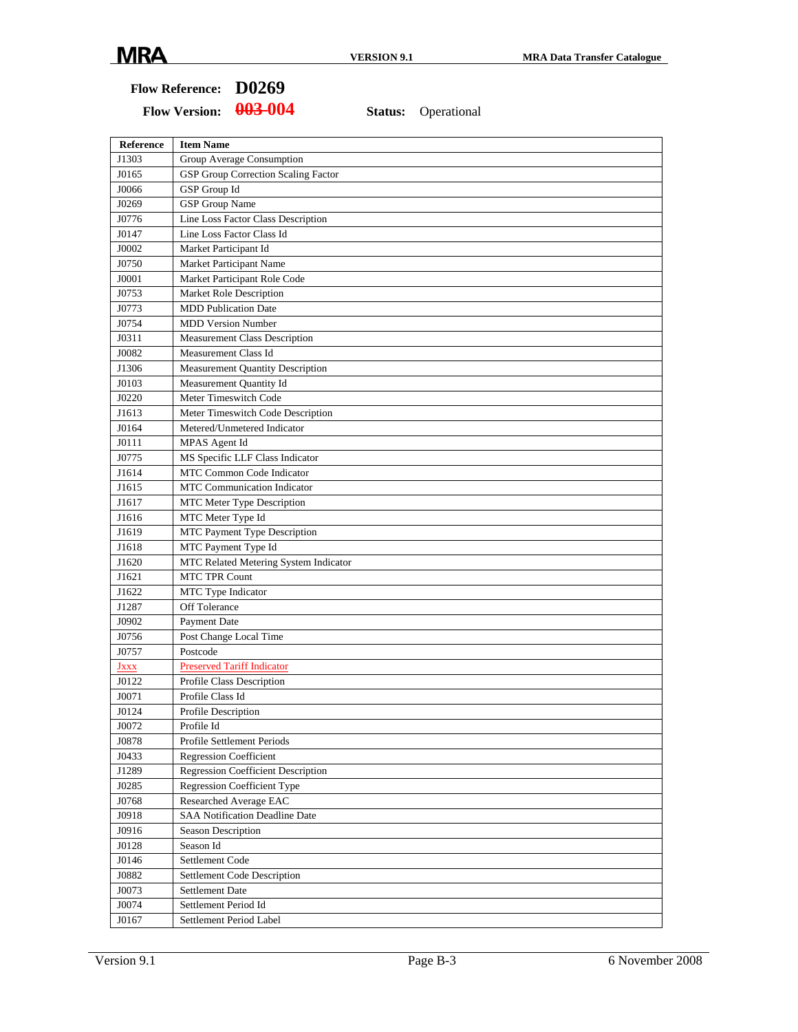**Flow Reference:** **D0269**

**Flow Version:** ~~003~~ 004 **Status:** Operational

| Reference | Item Name |
|---|---|
| J1303 | Group Average Consumption |
| J0165 | GSP Group Correction Scaling Factor |
| J0066 | GSP Group Id |
| J0269 | GSP Group Name |
| J0776 | Line Loss Factor Class Description |
| J0147 | Line Loss Factor Class Id |
| J0002 | Market Participant Id |
| J0750 | Market Participant Name |
| J0001 | Market Participant Role Code |
| J0753 | Market Role Description |
| J0773 | MDD Publication Date |
| J0754 | MDD Version Number |
| J0311 | Measurement Class Description |
| J0082 | Measurement Class Id |
| J1306 | Measurement Quantity Description |
| J0103 | Measurement Quantity Id |
| J0220 | Meter Timeswitch Code |
| J1613 | Meter Timeswitch Code Description |
| J0164 | Metered/Unmetered Indicator |
| J0111 | MPAS Agent Id |
| J0775 | MS Specific LLF Class Indicator |
| J1614 | MTC Common Code Indicator |
| J1615 | MTC Communication Indicator |
| J1617 | MTC Meter Type Description |
| J1616 | MTC Meter Type Id |
| J1619 | MTC Payment Type Description |
| J1618 | MTC Payment Type Id |
| J1620 | MTC Related Metering System Indicator |
| J1621 | MTC TPR Count |
| J1622 | MTC Type Indicator |
| J1287 | Off Tolerance |
| J0902 | Payment Date |
| J0756 | Post Change Local Time |
| J0757 | Postcode |
| Jxxx | Preserved Tariff Indicator |
| J0122 | Profile Class Description |
| J0071 | Profile Class Id |
| J0124 | Profile Description |
| J0072 | Profile Id |
| J0878 | Profile Settlement Periods |
| J0433 | Regression Coefficient |
| J1289 | Regression Coefficient Description |
| J0285 | Regression Coefficient Type |
| J0768 | Researched Average EAC |
| J0918 | SAA Notification Deadline Date |
| J0916 | Season Description |
| J0128 | Season Id |
| J0146 | Settlement Code |
| J0882 | Settlement Code Description |
| J0073 | Settlement Date |
| J0074 | Settlement Period Id |
| J0167 | Settlement Period Label |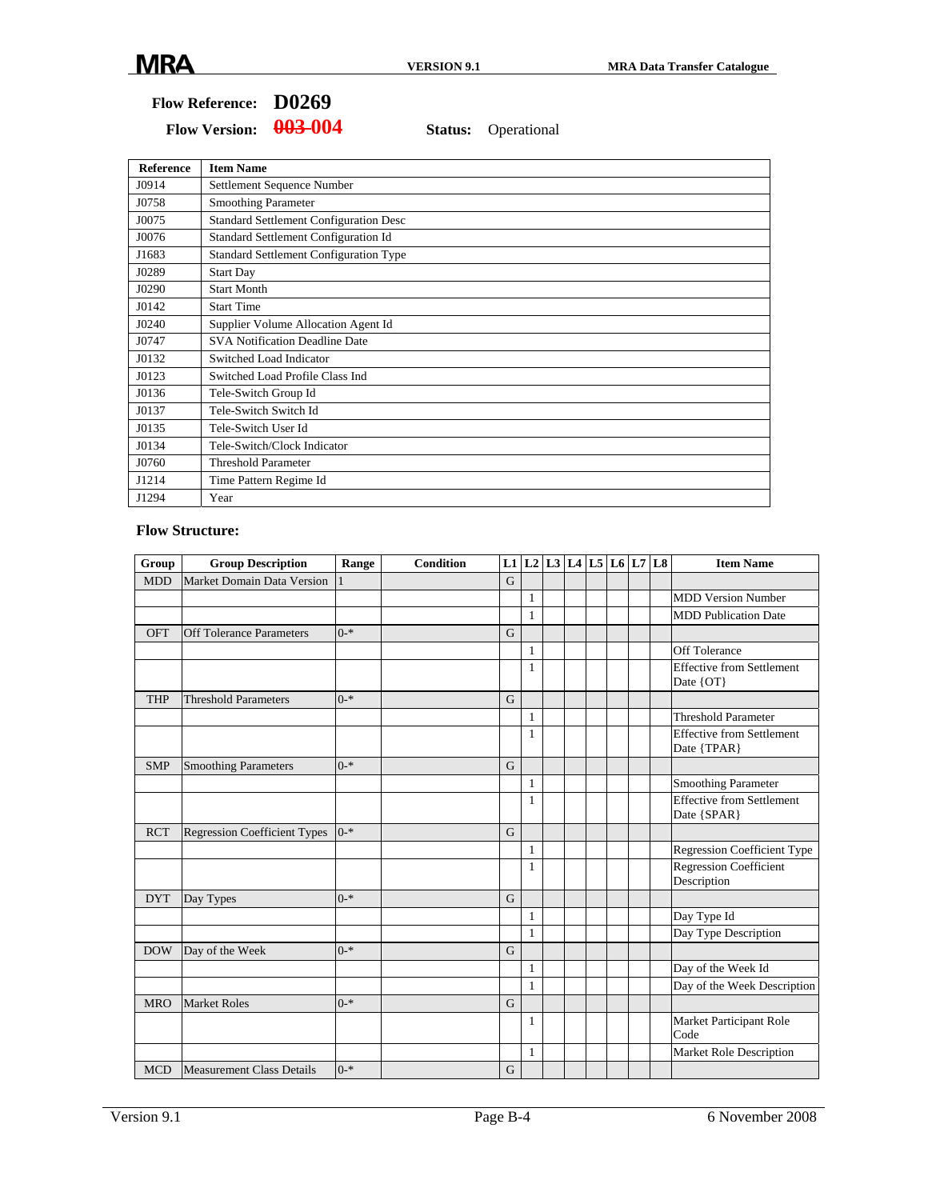**Flow Reference:** **D0269**

**Flow Version:** ~~003~~ 004 **Status:** Operational

| Reference | Item Name |
|---|---|
| J0914 | Settlement Sequence Number |
| J0758 | Smoothing Parameter |
| J0075 | Standard Settlement Configuration Desc |
| J0076 | Standard Settlement Configuration Id |
| J1683 | Standard Settlement Configuration Type |
| J0289 | Start Day |
| J0290 | Start Month |
| J0142 | Start Time |
| J0240 | Supplier Volume Allocation Agent Id |
| J0747 | SVA Notification Deadline Date |
| J0132 | Switched Load Indicator |
| J0123 | Switched Load Profile Class Ind |
| J0136 | Tele-Switch Group Id |
| J0137 | Tele-Switch Switch Id |
| J0135 | Tele-Switch User Id |
| J0134 | Tele-Switch/Clock Indicator |
| J0760 | Threshold Parameter |
| J1214 | Time Pattern Regime Id |
| J1294 | Year |

### Flow Structure:

| Group | Group Description | Range | Condition | L1 | L2 | L3 | L4 | L5 | L6 | L7 | L8 | Item Name |
|---|---|---|---|---|---|---|---|---|---|---|---|---|
| MDD | Market Domain Data Version | 1 | | G | | | | | | | | |
| | | | | | 1 | | | | | | | MDD Version Number |
| | | | | | 1 | | | | | | | MDD Publication Date |
| OFT | Off Tolerance Parameters | 0-* | | G | | | | | | | | |
| | | | | | 1 | | | | | | | Off Tolerance |
| | | | | | 1 | | | | | | | Effective from Settlement Date {OT} |
| THP | Threshold Parameters | 0-* | | G | | | | | | | | |
| | | | | | 1 | | | | | | | Threshold Parameter |
| | | | | | 1 | | | | | | | Effective from Settlement Date {TPAR} |
| SMP | Smoothing Parameters | 0-* | | G | | | | | | | | |
| | | | | | 1 | | | | | | | Smoothing Parameter |
| | | | | | 1 | | | | | | | Effective from Settlement Date {SPAR} |
| RCT | Regression Coefficient Types | 0-* | | G | | | | | | | | |
| | | | | | 1 | | | | | | | Regression Coefficient Type |
| | | | | | 1 | | | | | | | Regression Coefficient Description |
| DYT | Day Types | 0-* | | G | | | | | | | | |
| | | | | | 1 | | | | | | | Day Type Id |
| | | | | | 1 | | | | | | | Day Type Description |
| DOW | Day of the Week | 0-* | | G | | | | | | | | |
| | | | | | 1 | | | | | | | Day of the Week Id |
| | | | | | 1 | | | | | | | Day of the Week Description |
| MRO | Market Roles | 0-* | | G | | | | | | | | |
| | | | | | 1 | | | | | | | Market Participant Role Code |
| | | | | | 1 | | | | | | | Market Role Description |
| MCD | Measurement Class Details | 0-* | | G | | | | | | | | |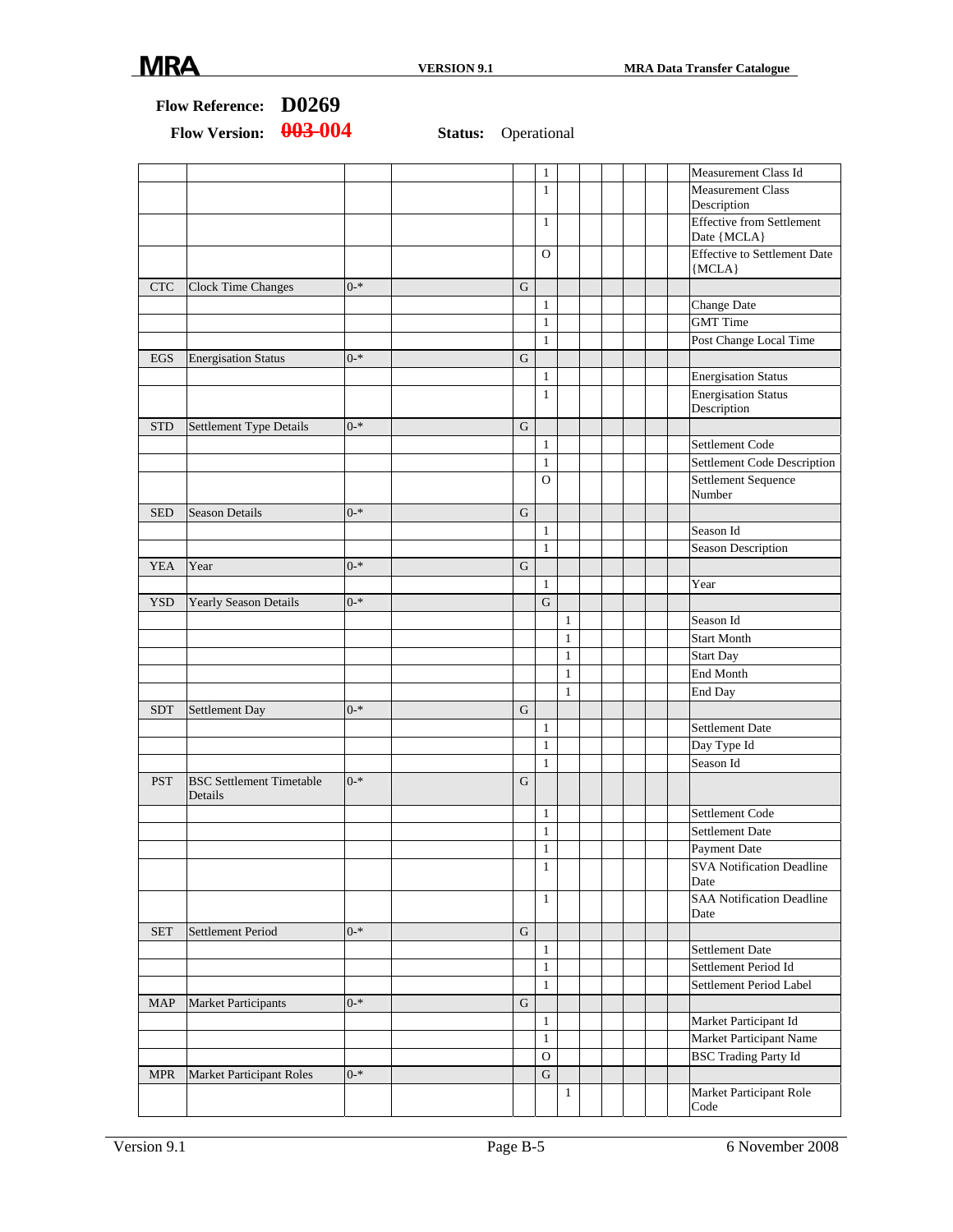**Flow Reference:** **D0269**

**Flow Version:** ~~003~~ 004 **Status:** Operational

| | | | | | | | | | | | |
|---|---|---|---|---|---|---|---|---|---|---|---|
| | | | | | 1 | | | | | | Measurement Class Id |
| | | | | | 1 | | | | | | Measurement Class Description |
| | | | | | 1 | | | | | | Effective from Settlement Date {MCLA} |
| | | | | | O | | | | | | Effective to Settlement Date {MCLA} |
| CTC | Clock Time Changes | 0-* | | G | | | | | | | |
| | | | | | 1 | | | | | | Change Date |
| | | | | | 1 | | | | | | GMT Time |
| | | | | | 1 | | | | | | Post Change Local Time |
| EGS | Energisation Status | 0-* | | G | | | | | | | |
| | | | | | 1 | | | | | | Energisation Status |
| | | | | | 1 | | | | | | Energisation Status Description |
| STD | Settlement Type Details | 0-* | | G | | | | | | | |
| | | | | | 1 | | | | | | Settlement Code |
| | | | | | 1 | | | | | | Settlement Code Description |
| | | | | | O | | | | | | Settlement Sequence Number |
| SED | Season Details | 0-* | | G | | | | | | | |
| | | | | | 1 | | | | | | Season Id |
| | | | | | 1 | | | | | | Season Description |
| YEA | Year | 0-* | | G | | | | | | | |
| | | | | | 1 | | | | | | Year |
| YSD | Yearly Season Details | 0-* | | | G | | | | | | |
| | | | | | | 1 | | | | | Season Id |
| | | | | | | 1 | | | | | Start Month |
| | | | | | | 1 | | | | | Start Day |
| | | | | | | 1 | | | | | End Month |
| | | | | | | 1 | | | | | End Day |
| SDT | Settlement Day | 0-* | | G | | | | | | | |
| | | | | | 1 | | | | | | Settlement Date |
| | | | | | 1 | | | | | | Day Type Id |
| | | | | | 1 | | | | | | Season Id |
| PST | BSC Settlement Timetable Details | 0-* | | G | | | | | | | |
| | | | | | 1 | | | | | | Settlement Code |
| | | | | | 1 | | | | | | Settlement Date |
| | | | | | 1 | | | | | | Payment Date |
| | | | | | 1 | | | | | | SVA Notification Deadline Date |
| | | | | | 1 | | | | | | SAA Notification Deadline Date |
| SET | Settlement Period | 0-* | | G | | | | | | | |
| | | | | | 1 | | | | | | Settlement Date |
| | | | | | 1 | | | | | | Settlement Period Id |
| | | | | | 1 | | | | | | Settlement Period Label |
| MAP | Market Participants | 0-* | | G | | | | | | | |
| | | | | | 1 | | | | | | Market Participant Id |
| | | | | | 1 | | | | | | Market Participant Name |
| | | | | | O | | | | | | BSC Trading Party Id |
| MPR | Market Participant Roles | 0-* | | | G | | | | | | |
| | | | | | | 1 | | | | | Market Participant Role Code |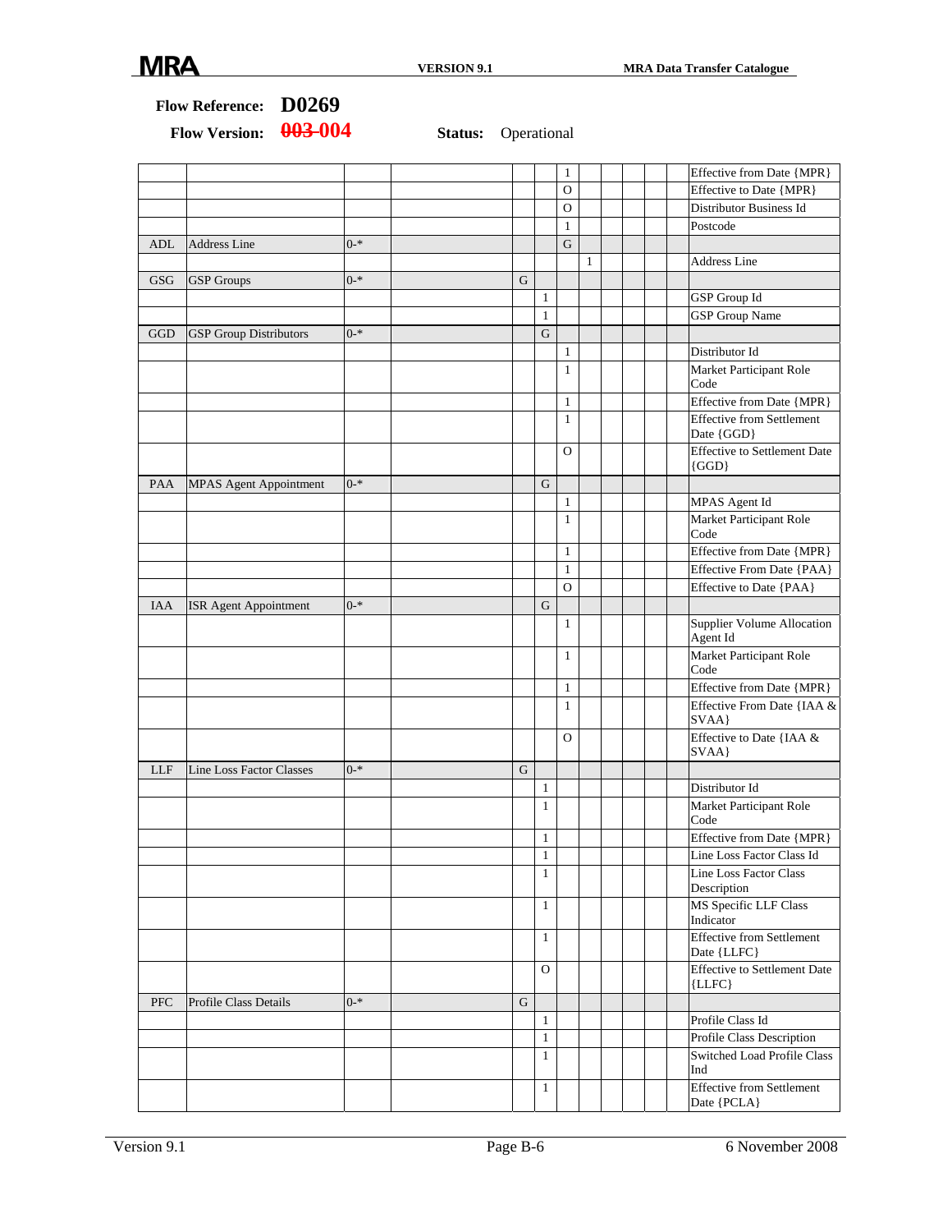**Flow Reference:** **D0269**

**Flow Version:** ~~003~~ 004 **Status:** Operational

| | | | | | | | | | | | | |
|---|---|---|---|---|---|---|---|---|---|---|---|---|
| | | | | | | 1 | | | | | | Effective from Date {MPR} |
| | | | | | | O | | | | | | Effective to Date {MPR} |
| | | | | | | O | | | | | | Distributor Business Id |
| | | | | | | 1 | | | | | | Postcode |
| ADL | Address Line | 0-* | | | | G | | | | | | |
| | | | | | | | 1 | | | | | Address Line |
| GSG | GSP Groups | 0-* | | G | | | | | | | | |
| | | | | | 1 | | | | | | | GSP Group Id |
| | | | | | 1 | | | | | | | GSP Group Name |
| GGD | GSP Group Distributors | 0-* | | | G | | | | | | | |
| | | | | | | 1 | | | | | | Distributor Id |
| | | | | | | 1 | | | | | | Market Participant Role Code |
| | | | | | | 1 | | | | | | Effective from Date {MPR} |
| | | | | | | 1 | | | | | | Effective from Settlement Date {GGD} |
| | | | | | | O | | | | | | Effective to Settlement Date {GGD} |
| PAA | MPAS Agent Appointment | 0-* | | | G | | | | | | | |
| | | | | | | 1 | | | | | | MPAS Agent Id |
| | | | | | | 1 | | | | | | Market Participant Role Code |
| | | | | | | 1 | | | | | | Effective from Date {MPR} |
| | | | | | | 1 | | | | | | Effective From Date {PAA} |
| | | | | | | O | | | | | | Effective to Date {PAA} |
| IAA | ISR Agent Appointment | 0-* | | | G | | | | | | | |
| | | | | | | 1 | | | | | | Supplier Volume Allocation Agent Id |
| | | | | | | 1 | | | | | | Market Participant Role Code |
| | | | | | | 1 | | | | | | Effective from Date {MPR} |
| | | | | | | 1 | | | | | | Effective From Date {IAA & SVAA} |
| | | | | | | O | | | | | | Effective to Date {IAA & SVAA} |
| LLF | Line Loss Factor Classes | 0-* | | G | | | | | | | | |
| | | | | | 1 | | | | | | | Distributor Id |
| | | | | | 1 | | | | | | | Market Participant Role Code |
| | | | | | 1 | | | | | | | Effective from Date {MPR} |
| | | | | | 1 | | | | | | | Line Loss Factor Class Id |
| | | | | | 1 | | | | | | | Line Loss Factor Class Description |
| | | | | | 1 | | | | | | | MS Specific LLF Class Indicator |
| | | | | | 1 | | | | | | | Effective from Settlement Date {LLFC} |
| | | | | | O | | | | | | | Effective to Settlement Date {LLFC} |
| PFC | Profile Class Details | 0-* | | G | | | | | | | | |
| | | | | | 1 | | | | | | | Profile Class Id |
| | | | | | 1 | | | | | | | Profile Class Description |
| | | | | | 1 | | | | | | | Switched Load Profile Class Ind |
| | | | | | 1 | | | | | | | Effective from Settlement Date {PCLA} |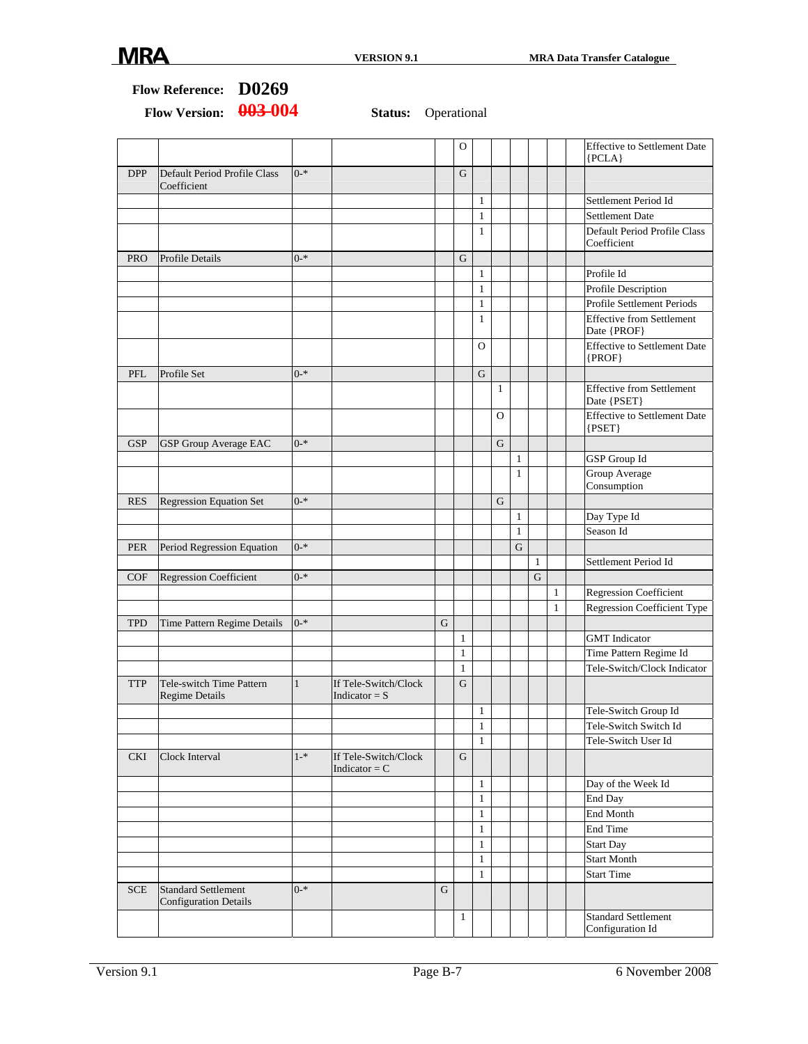**Flow Reference:** **D0269**

**Flow Version:** ~~003~~ **004** **Status:** Operational

| | | | | | | | | | | | | |
|---|---|---|---|---|---|---|---|---|---|---|---|---|
| | | | | | O | | | | | | | Effective to Settlement Date {PCLA} |
| DPP | Default Period Profile Class Coefficient | 0-* | | | G | | | | | | | |
| | | | | | | 1 | | | | | | Settlement Period Id |
| | | | | | | 1 | | | | | | Settlement Date |
| | | | | | | 1 | | | | | | Default Period Profile Class Coefficient |
| PRO | Profile Details | 0-* | | | G | | | | | | | |
| | | | | | | 1 | | | | | | Profile Id |
| | | | | | | 1 | | | | | | Profile Description |
| | | | | | | 1 | | | | | | Profile Settlement Periods |
| | | | | | | 1 | | | | | | Effective from Settlement Date {PROF} |
| | | | | | | O | | | | | | Effective to Settlement Date {PROF} |
| PFL | Profile Set | 0-* | | | | G | | | | | | |
| | | | | | | | 1 | | | | | Effective from Settlement Date {PSET} |
| | | | | | | | O | | | | | Effective to Settlement Date {PSET} |
| GSP | GSP Group Average EAC | 0-* | | | | | G | | | | | |
| | | | | | | | | 1 | | | | GSP Group Id |
| | | | | | | | | 1 | | | | Group Average Consumption |
| RES | Regression Equation Set | 0-* | | | | | G | | | | | |
| | | | | | | | | 1 | | | | Day Type Id |
| | | | | | | | | 1 | | | | Season Id |
| PER | Period Regression Equation | 0-* | | | | | | G | | | | |
| | | | | | | | | | 1 | | | Settlement Period Id |
| COF | Regression Coefficient | 0-* | | | | | | | G | | | |
| | | | | | | | | | | 1 | | Regression Coefficient |
| | | | | | | | | | | 1 | | Regression Coefficient Type |
| TPD | Time Pattern Regime Details | 0-* | | G | | | | | | | | |
| | | | | | 1 | | | | | | | GMT Indicator |
| | | | | | 1 | | | | | | | Time Pattern Regime Id |
| | | | | | 1 | | | | | | | Tele-Switch/Clock Indicator |
| TTP | Tele-switch Time Pattern Regime Details | 1 | If Tele-Switch/Clock Indicator = S | | G | | | | | | | |
| | | | | | | 1 | | | | | | Tele-Switch Group Id |
| | | | | | | 1 | | | | | | Tele-Switch Switch Id |
| | | | | | | 1 | | | | | | Tele-Switch User Id |
| CKI | Clock Interval | 1-* | If Tele-Switch/Clock Indicator = C | | G | | | | | | | |
| | | | | | | 1 | | | | | | Day of the Week Id |
| | | | | | | 1 | | | | | | End Day |
| | | | | | | 1 | | | | | | End Month |
| | | | | | | 1 | | | | | | End Time |
| | | | | | | 1 | | | | | | Start Day |
| | | | | | | 1 | | | | | | Start Month |
| | | | | | | 1 | | | | | | Start Time |
| SCE | Standard Settlement Configuration Details | 0-* | | G | | | | | | | | |
| | | | | | 1 | | | | | | | Standard Settlement Configuration Id |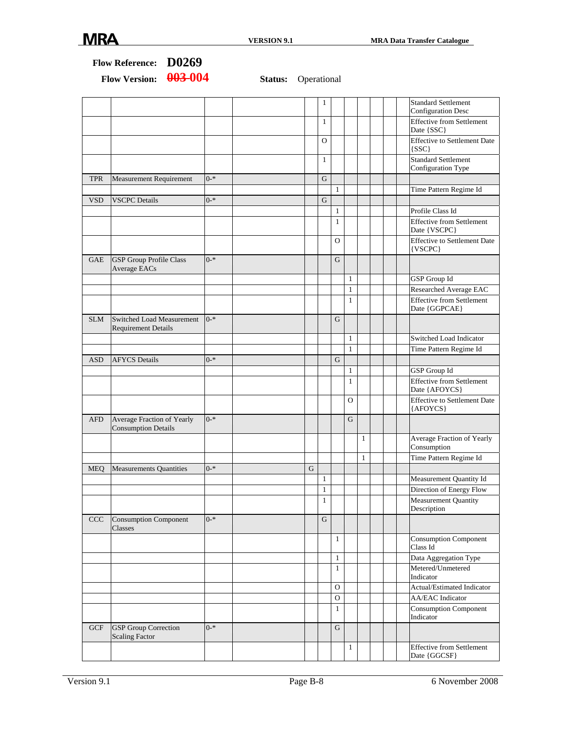**Flow Reference:** **D0269**

**Flow Version:** **~~003~~ 004** **Status:** Operational

| | | | | | | | | | | | | |
|---|---|---|---|---|---|---|---|---|---|---|---|---|
| | | | | | 1 | | | | | | | Standard Settlement Configuration Desc |
| | | | | | 1 | | | | | | | Effective from Settlement Date {SSC} |
| | | | | | O | | | | | | | Effective to Settlement Date {SSC} |
| | | | | | 1 | | | | | | | Standard Settlement Configuration Type |
| TPR | Measurement Requirement | 0-* | | | G | | | | | | | |
| | | | | | | 1 | | | | | | Time Pattern Regime Id |
| VSD | VSCPC Details | 0-* | | | G | | | | | | | |
| | | | | | | 1 | | | | | | Profile Class Id |
| | | | | | | 1 | | | | | | Effective from Settlement Date {VSCPC} |
| | | | | | | O | | | | | | Effective to Settlement Date {VSCPC} |
| GAE | GSP Group Profile Class Average EACs | 0-* | | | | G | | | | | | |
| | | | | | | | 1 | | | | | GSP Group Id |
| | | | | | | | 1 | | | | | Researched Average EAC |
| | | | | | | | 1 | | | | | Effective from Settlement Date {GGPCAE} |
| SLM | Switched Load Measurement Requirement Details | 0-* | | | | G | | | | | | |
| | | | | | | | 1 | | | | | Switched Load Indicator |
| | | | | | | | 1 | | | | | Time Pattern Regime Id |
| ASD | AFYCS Details | 0-* | | | | G | | | | | | |
| | | | | | | | 1 | | | | | GSP Group Id |
| | | | | | | | 1 | | | | | Effective from Settlement Date {AFOYCS} |
| | | | | | | | O | | | | | Effective to Settlement Date {AFOYCS} |
| AFD | Average Fraction of Yearly Consumption Details | 0-* | | | | | G | | | | | |
| | | | | | | | | 1 | | | | Average Fraction of Yearly Consumption |
| | | | | | | | | 1 | | | | Time Pattern Regime Id |
| MEQ | Measurements Quantities | 0-* | | G | | | | | | | | |
| | | | | | 1 | | | | | | | Measurement Quantity Id |
| | | | | | 1 | | | | | | | Direction of Energy Flow |
| | | | | | 1 | | | | | | | Measurement Quantity Description |
| CCC | Consumption Component Classes | 0-* | | | G | | | | | | | |
| | | | | | | 1 | | | | | | Consumption Component Class Id |
| | | | | | | 1 | | | | | | Data Aggregation Type |
| | | | | | | 1 | | | | | | Metered/Unmetered Indicator |
| | | | | | | O | | | | | | Actual/Estimated Indicator |
| | | | | | | O | | | | | | AA/EAC Indicator |
| | | | | | | 1 | | | | | | Consumption Component Indicator |
| GCF | GSP Group Correction Scaling Factor | 0-* | | | | G | | | | | | |
| | | | | | | | 1 | | | | | Effective from Settlement Date {GGCSF} |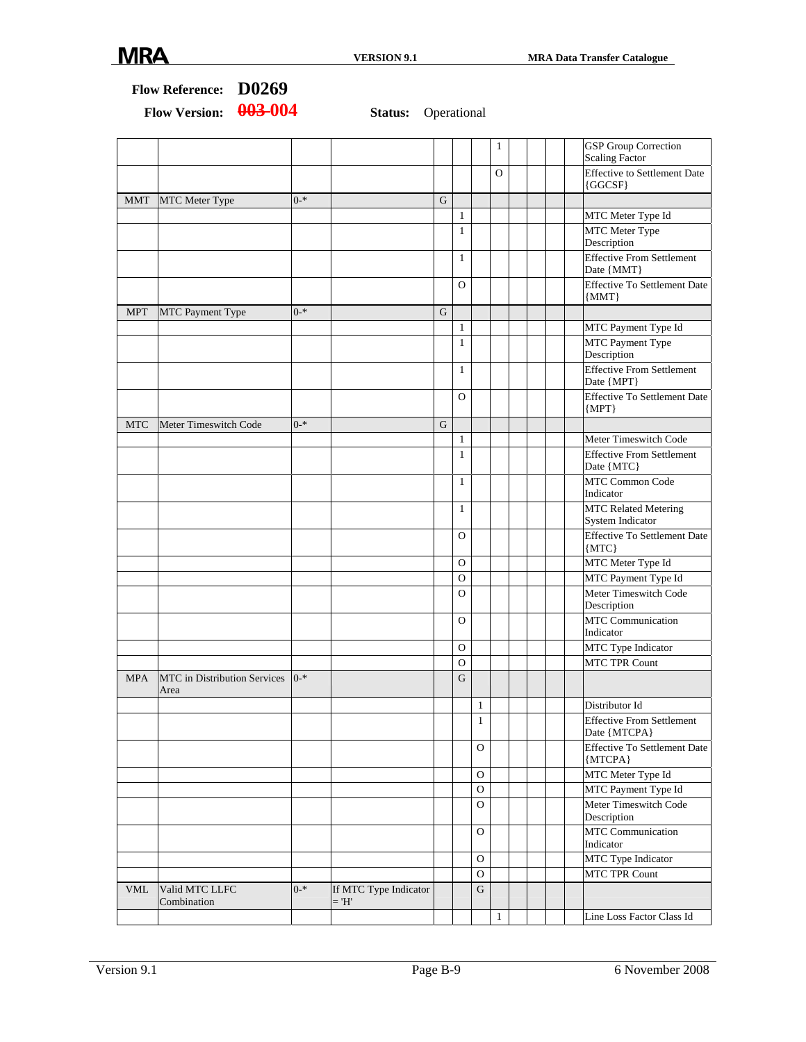**Flow Reference:** **D0269**

**Flow Version:** ~~003~~ 004 **Status:** Operational

| | | | | | | | | | | | | |
|---|---|---|---|---|---|---|---|---|---|---|---|---|
| | | | | | | | 1 | | | | | GSP Group Correction Scaling Factor |
| | | | | | | | O | | | | | Effective to Settlement Date {GGCSF} |
| MMT | MTC Meter Type | 0-* | | G | | | | | | | | |
| | | | | | 1 | | | | | | | MTC Meter Type Id |
| | | | | | 1 | | | | | | | MTC Meter Type Description |
| | | | | | 1 | | | | | | | Effective From Settlement Date {MMT} |
| | | | | | O | | | | | | | Effective To Settlement Date {MMT} |
| MPT | MTC Payment Type | 0-* | | G | | | | | | | | |
| | | | | | 1 | | | | | | | MTC Payment Type Id |
| | | | | | 1 | | | | | | | MTC Payment Type Description |
| | | | | | 1 | | | | | | | Effective From Settlement Date {MPT} |
| | | | | | O | | | | | | | Effective To Settlement Date {MPT} |
| MTC | Meter Timeswitch Code | 0-* | | G | | | | | | | | |
| | | | | | 1 | | | | | | | Meter Timeswitch Code |
| | | | | | 1 | | | | | | | Effective From Settlement Date {MTC} |
| | | | | | 1 | | | | | | | MTC Common Code Indicator |
| | | | | | 1 | | | | | | | MTC Related Metering System Indicator |
| | | | | | O | | | | | | | Effective To Settlement Date {MTC} |
| | | | | | O | | | | | | | MTC Meter Type Id |
| | | | | | O | | | | | | | MTC Payment Type Id |
| | | | | | O | | | | | | | Meter Timeswitch Code Description |
| | | | | | O | | | | | | | MTC Communication Indicator |
| | | | | | O | | | | | | | MTC Type Indicator |
| | | | | | O | | | | | | | MTC TPR Count |
| MPA | MTC in Distribution Services Area | 0-* | | | G | | | | | | | |
| | | | | | | 1 | | | | | | Distributor Id |
| | | | | | | 1 | | | | | | Effective From Settlement Date {MTCPA} |
| | | | | | | O | | | | | | Effective To Settlement Date {MTCPA} |
| | | | | | | O | | | | | | MTC Meter Type Id |
| | | | | | | O | | | | | | MTC Payment Type Id |
| | | | | | | O | | | | | | Meter Timeswitch Code Description |
| | | | | | | O | | | | | | MTC Communication Indicator |
| | | | | | | O | | | | | | MTC Type Indicator |
| | | | | | | O | | | | | | MTC TPR Count |
| VML | Valid MTC LLFC Combination | 0-* | If MTC Type Indicator = 'H' | | | G | | | | | | |
| | | | | | | | 1 | | | | | Line Loss Factor Class Id |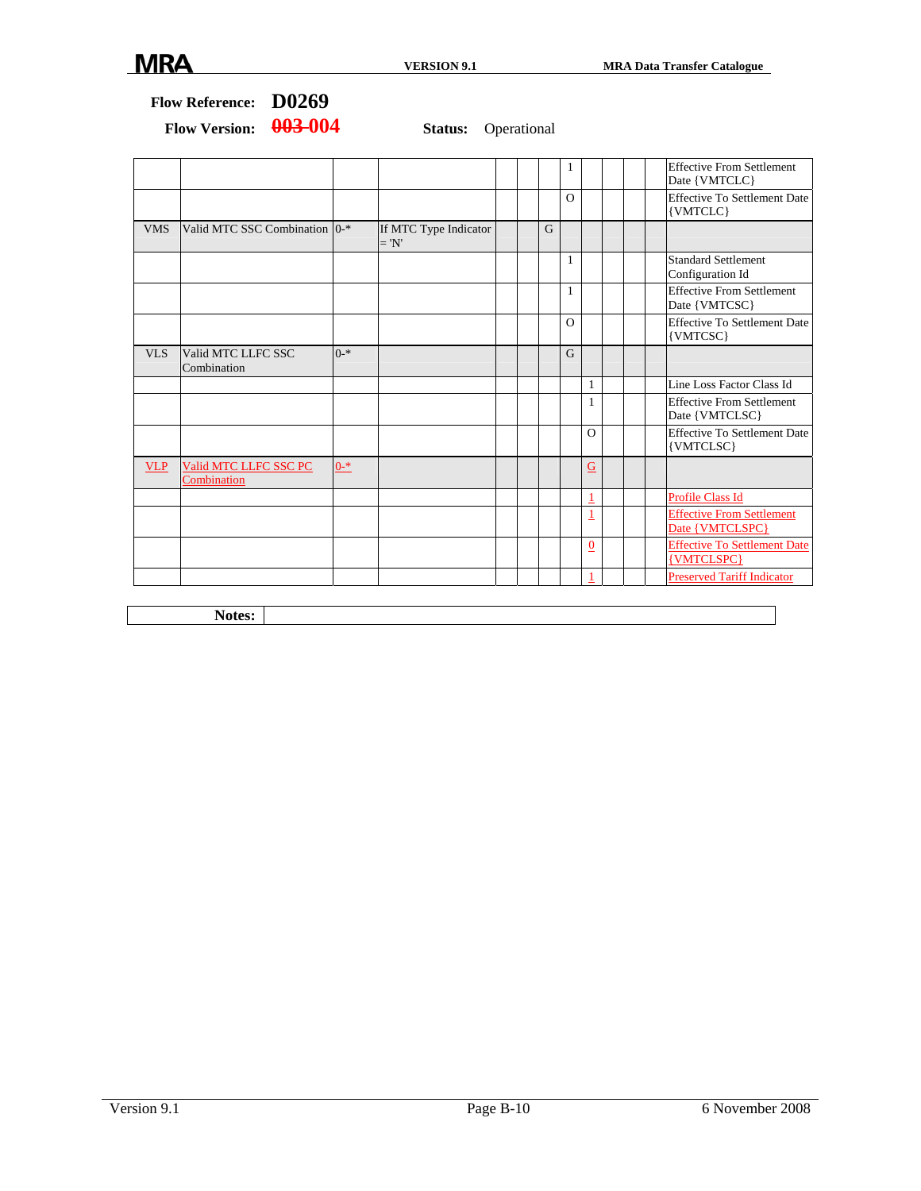**Flow Reference:** **D0269**

**Flow Version:** ~~003~~ 004 **Status:** Operational

| | | | | | | | | | | | | |
|---|---|---|---|---|---|---|---|---|---|---|---|---|
| | | | | | | | 1 | | | | | Effective From Settlement Date {VMTCLC} |
| | | | | | | | O | | | | | Effective To Settlement Date {VMTCLC} |
| VMS | Valid MTC SSC Combination | 0-* | If MTC Type Indicator = 'N' | | | G | | | | | | |
| | | | | | | | 1 | | | | | Standard Settlement Configuration Id |
| | | | | | | | 1 | | | | | Effective From Settlement Date {VMTCSC} |
| | | | | | | | O | | | | | Effective To Settlement Date {VMTCSC} |
| VLS | Valid MTC LLFC SSC Combination | 0-* | | | | | G | | | | | |
| | | | | | | | | 1 | | | | Line Loss Factor Class Id |
| | | | | | | | | 1 | | | | Effective From Settlement Date {VMTCLSC} |
| | | | | | | | | O | | | | Effective To Settlement Date {VMTCLSC} |
| VLP | Valid MTC LLFC SSC PC Combination | 0-* | | | | | | G | | | | |
| | | | | | | | | 1 | | | | Profile Class Id |
| | | | | | | | | 1 | | | | Effective From Settlement Date {VMTCLSPC} |
| | | | | | | | | 0 | | | | Effective To Settlement Date {VMTCLSPC} |
| | | | | | | | | 1 | | | | Preserved Tariff Indicator |

| **Notes:** | |
|---|---|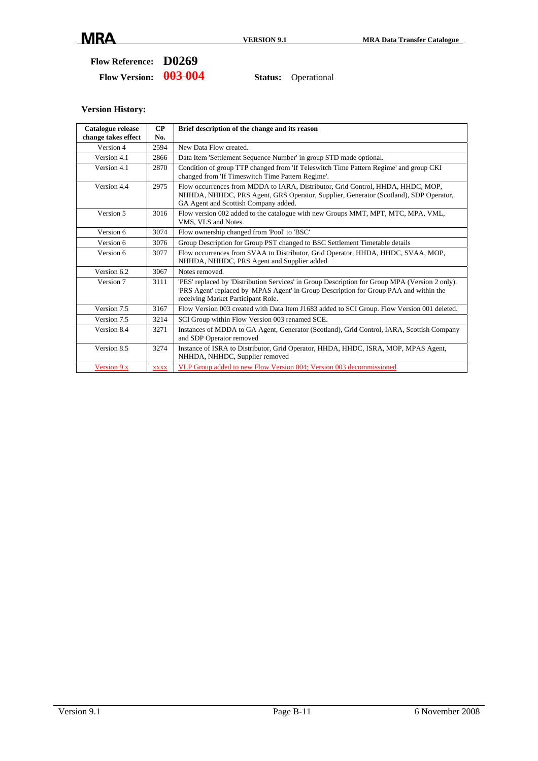**Flow Reference: D0269**

**Flow Version: ~~003~~ 004** **Status:** Operational

**Version History:**

| Catalogue release change takes effect | CP No. | Brief description of the change and its reason |
|---|---|---|
| Version 4 | 2594 | New Data Flow created. |
| Version 4.1 | 2866 | Data Item 'Settlement Sequence Number' in group STD made optional. |
| Version 4.1 | 2870 | Condition of group TTP changed from 'If Teleswitch Time Pattern Regime' and group CKI changed from 'If Timeswitch Time Pattern Regime'. |
| Version 4.4 | 2975 | Flow occurrences from MDDA to IARA, Distributor, Grid Control, HHDA, HHDC, MOP, NHHDA, NHHDC, PRS Agent, GRS Operator, Supplier, Generator (Scotland), SDP Operator, GA Agent and Scottish Company added. |
| Version 5 | 3016 | Flow version 002 added to the catalogue with new Groups MMT, MPT, MTC, MPA, VML, VMS, VLS and Notes. |
| Version 6 | 3074 | Flow ownership changed from 'Pool' to 'BSC' |
| Version 6 | 3076 | Group Description for Group PST changed to BSC Settlement Timetable details |
| Version 6 | 3077 | Flow occurrences from SVAA to Distributor, Grid Operator, HHDA, HHDC, SVAA, MOP, NHHDA, NHHDC, PRS Agent and Supplier added |
| Version 6.2 | 3067 | Notes removed. |
| Version 7 | 3111 | 'PES' replaced by 'Distribution Services' in Group Description for Group MPA (Version 2 only). 'PRS Agent' replaced by 'MPAS Agent' in Group Description for Group PAA and within the receiving Market Participant Role. |
| Version 7.5 | 3167 | Flow Version 003 created with Data Item J1683 added to SCI Group. Flow Version 001 deleted. |
| Version 7.5 | 3214 | SCI Group within Flow Version 003 renamed SCE. |
| Version 8.4 | 3271 | Instances of MDDA to GA Agent, Generator (Scotland), Grid Control, IARA, Scottish Company and SDP Operator removed |
| Version 8.5 | 3274 | Instance of ISRA to Distributor, Grid Operator, HHDA, HHDC, ISRA, MOP, MPAS Agent, NHHDA, NHHDC, Supplier removed |
| Version 9.x | xxxx | VLP Group added to new Flow Version 004; Version 003 decommissioned |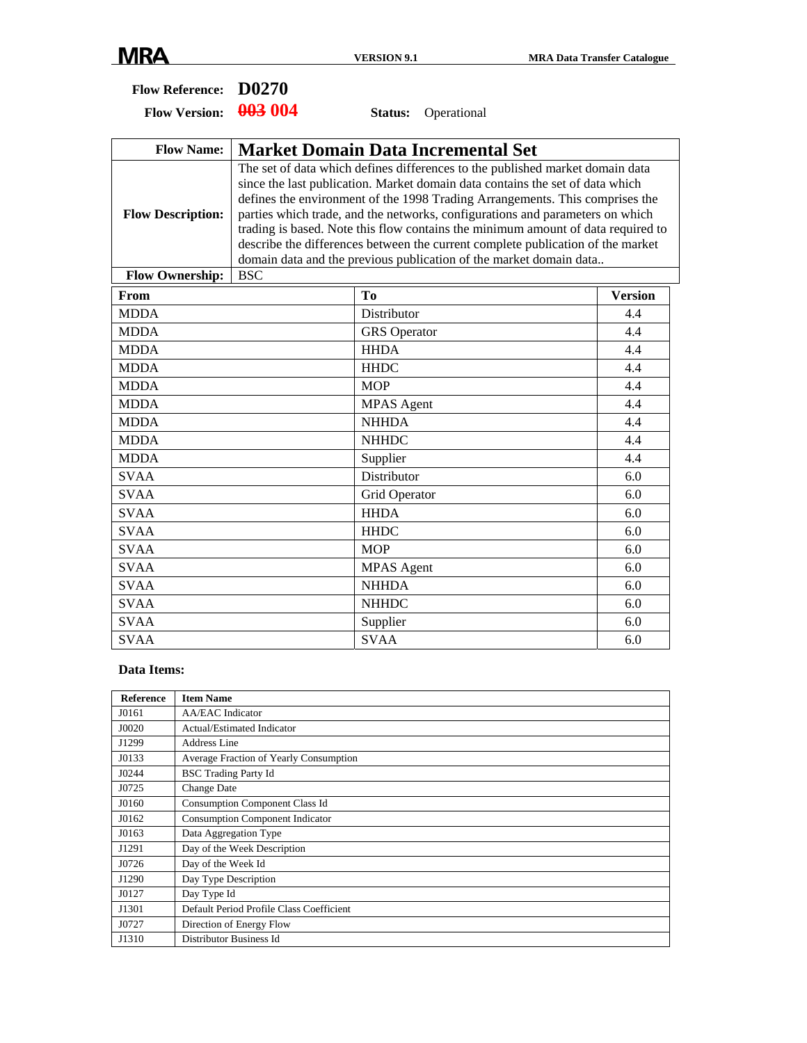**Flow Reference:** **D0270**

**Flow Version:** ~~003~~ 004 **Status:** Operational

| **Flow Name:** | **Market Domain Data Incremental Set** |
|---|---|
| **Flow Description:** | The set of data which defines differences to the published market domain data since the last publication. Market domain data contains the set of data which defines the environment of the 1998 Trading Arrangements. This comprises the parties which trade, and the networks, configurations and parameters on which trading is based. Note this flow contains the minimum amount of data required to describe the differences between the current complete publication of the market domain data and the previous publication of the market domain data.. |
| **Flow Ownership:** | BSC |

| From | To | Version |
|---|---|---|
| MDDA | Distributor | 4.4 |
| MDDA | GRS Operator | 4.4 |
| MDDA | HHDA | 4.4 |
| MDDA | HHDC | 4.4 |
| MDDA | MOP | 4.4 |
| MDDA | MPAS Agent | 4.4 |
| MDDA | NHHDA | 4.4 |
| MDDA | NHHDC | 4.4 |
| MDDA | Supplier | 4.4 |
| SVAA | Distributor | 6.0 |
| SVAA | Grid Operator | 6.0 |
| SVAA | HHDA | 6.0 |
| SVAA | HHDC | 6.0 |
| SVAA | MOP | 6.0 |
| SVAA | MPAS Agent | 6.0 |
| SVAA | NHHDA | 6.0 |
| SVAA | NHHDC | 6.0 |
| SVAA | Supplier | 6.0 |
| SVAA | SVAA | 6.0 |

**Data Items:**

| Reference | Item Name |
|---|---|
| J0161 | AA/EAC Indicator |
| J0020 | Actual/Estimated Indicator |
| J1299 | Address Line |
| J0133 | Average Fraction of Yearly Consumption |
| J0244 | BSC Trading Party Id |
| J0725 | Change Date |
| J0160 | Consumption Component Class Id |
| J0162 | Consumption Component Indicator |
| J0163 | Data Aggregation Type |
| J1291 | Day of the Week Description |
| J0726 | Day of the Week Id |
| J1290 | Day Type Description |
| J0127 | Day Type Id |
| J1301 | Default Period Profile Class Coefficient |
| J0727 | Direction of Energy Flow |
| J1310 | Distributor Business Id |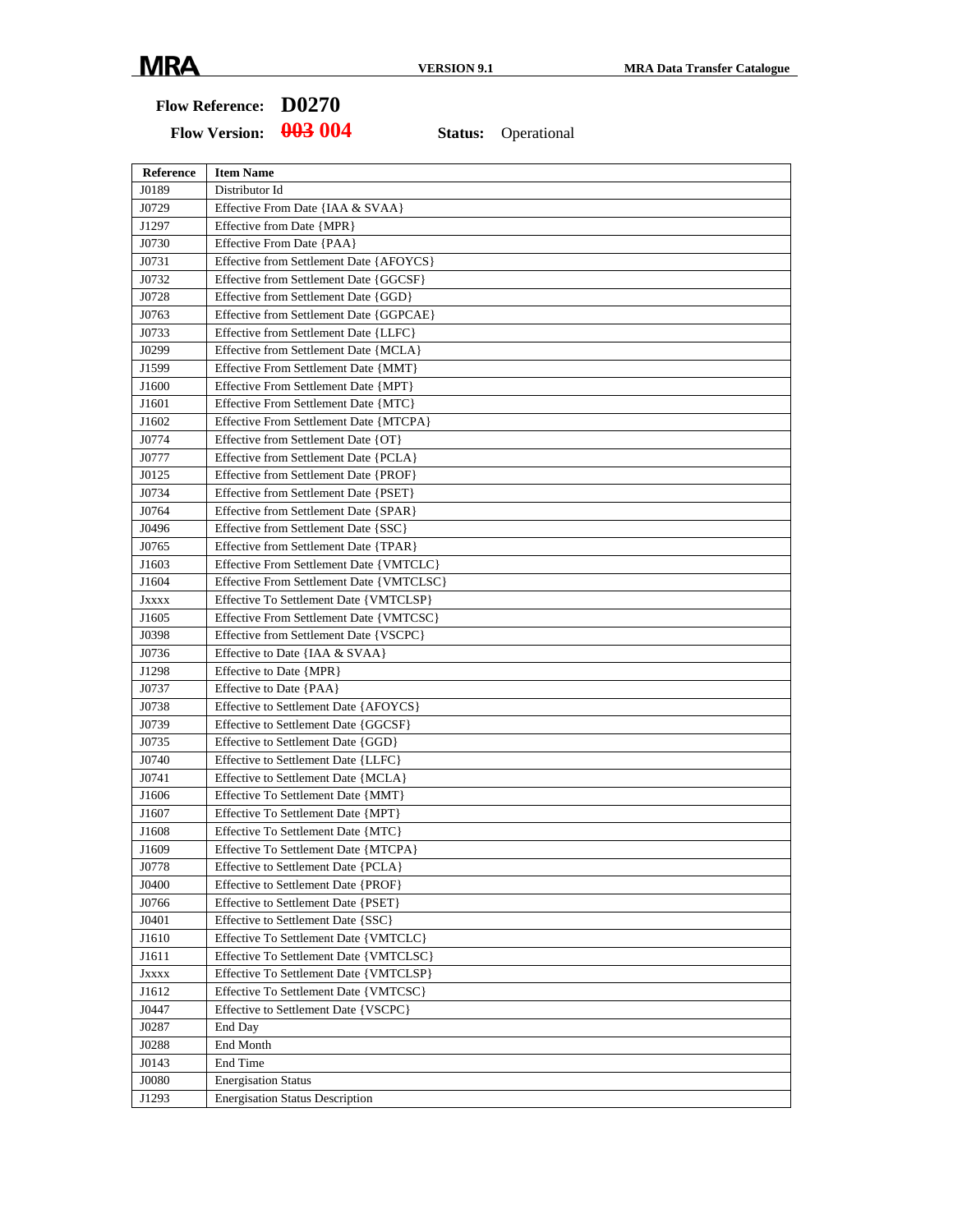**Flow Reference: D0270**

**Flow Version:** ~~003~~ 004 **Status:** Operational

| Reference | Item Name |
|---|---|
| J0189 | Distributor Id |
| J0729 | Effective From Date {IAA & SVAA} |
| J1297 | Effective from Date {MPR} |
| J0730 | Effective From Date {PAA} |
| J0731 | Effective from Settlement Date {AFOYCS} |
| J0732 | Effective from Settlement Date {GGCSF} |
| J0728 | Effective from Settlement Date {GGD} |
| J0763 | Effective from Settlement Date {GGPCAE} |
| J0733 | Effective from Settlement Date {LLFC} |
| J0299 | Effective from Settlement Date {MCLA} |
| J1599 | Effective From Settlement Date {MMT} |
| J1600 | Effective From Settlement Date {MPT} |
| J1601 | Effective From Settlement Date {MTC} |
| J1602 | Effective From Settlement Date {MTCPA} |
| J0774 | Effective from Settlement Date {OT} |
| J0777 | Effective from Settlement Date {PCLA} |
| J0125 | Effective from Settlement Date {PROF} |
| J0734 | Effective from Settlement Date {PSET} |
| J0764 | Effective from Settlement Date {SPAR} |
| J0496 | Effective from Settlement Date {SSC} |
| J0765 | Effective from Settlement Date {TPAR} |
| J1603 | Effective From Settlement Date {VMTCLC} |
| J1604 | Effective From Settlement Date {VMTCLSC} |
| Jxxxx | Effective To Settlement Date {VMTCLSP} |
| J1605 | Effective From Settlement Date {VMTCSC} |
| J0398 | Effective from Settlement Date {VSCPC} |
| J0736 | Effective to Date {IAA & SVAA} |
| J1298 | Effective to Date {MPR} |
| J0737 | Effective to Date {PAA} |
| J0738 | Effective to Settlement Date {AFOYCS} |
| J0739 | Effective to Settlement Date {GGCSF} |
| J0735 | Effective to Settlement Date {GGD} |
| J0740 | Effective to Settlement Date {LLFC} |
| J0741 | Effective to Settlement Date {MCLA} |
| J1606 | Effective To Settlement Date {MMT} |
| J1607 | Effective To Settlement Date {MPT} |
| J1608 | Effective To Settlement Date {MTC} |
| J1609 | Effective To Settlement Date {MTCPA} |
| J0778 | Effective to Settlement Date {PCLA} |
| J0400 | Effective to Settlement Date {PROF} |
| J0766 | Effective to Settlement Date {PSET} |
| J0401 | Effective to Settlement Date {SSC} |
| J1610 | Effective To Settlement Date {VMTCLC} |
| J1611 | Effective To Settlement Date {VMTCLSC} |
| Jxxxx | Effective To Settlement Date {VMTCLSP} |
| J1612 | Effective To Settlement Date {VMTCSC} |
| J0447 | Effective to Settlement Date {VSCPC} |
| J0287 | End Day |
| J0288 | End Month |
| J0143 | End Time |
| J0080 | Energisation Status |
| J1293 | Energisation Status Description |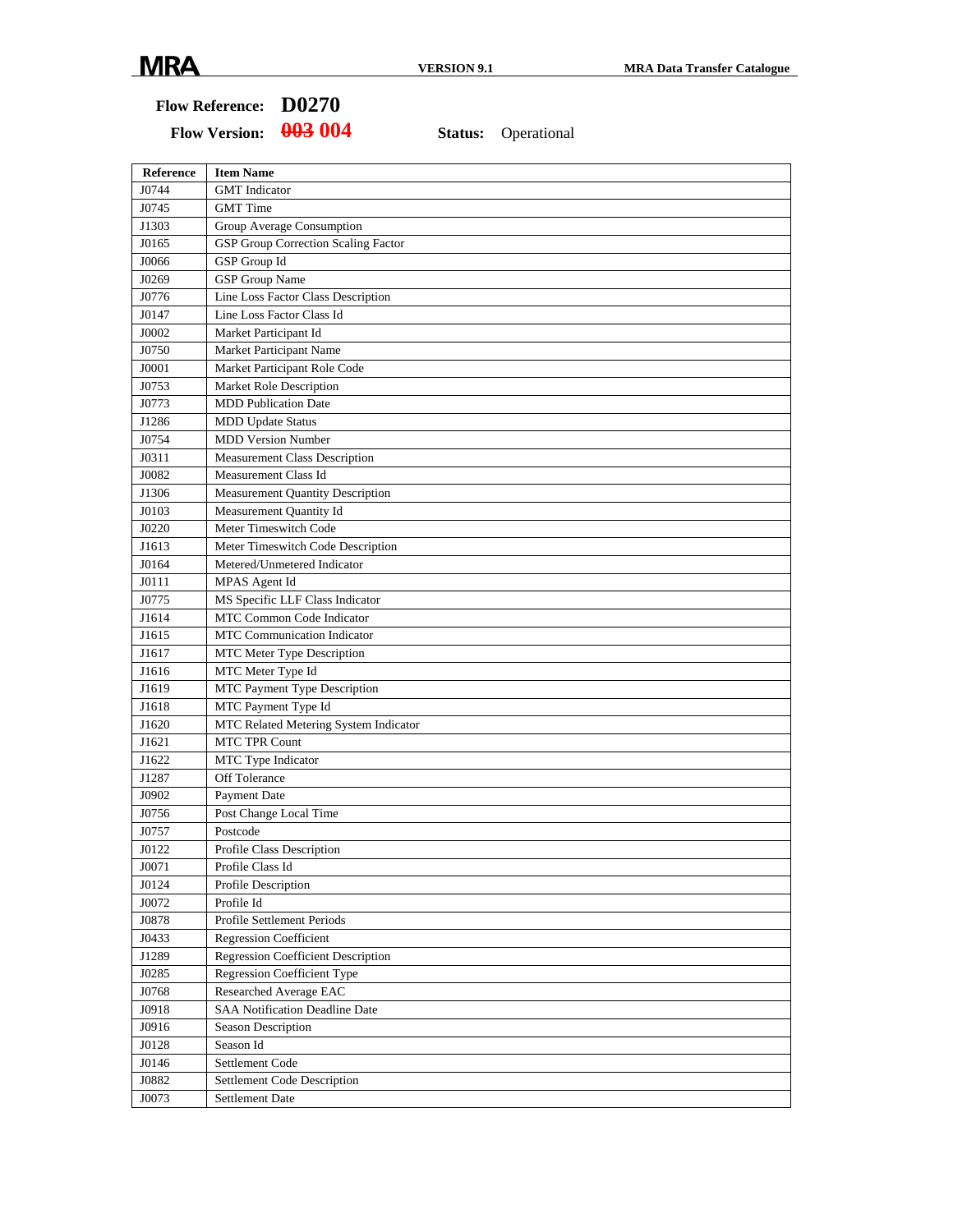**Flow Reference:** **D0270**

**Flow Version:** ~~003~~ **004** **Status:** Operational

| Reference | Item Name |
|---|---|
| J0744 | GMT Indicator |
| J0745 | GMT Time |
| J1303 | Group Average Consumption |
| J0165 | GSP Group Correction Scaling Factor |
| J0066 | GSP Group Id |
| J0269 | GSP Group Name |
| J0776 | Line Loss Factor Class Description |
| J0147 | Line Loss Factor Class Id |
| J0002 | Market Participant Id |
| J0750 | Market Participant Name |
| J0001 | Market Participant Role Code |
| J0753 | Market Role Description |
| J0773 | MDD Publication Date |
| J1286 | MDD Update Status |
| J0754 | MDD Version Number |
| J0311 | Measurement Class Description |
| J0082 | Measurement Class Id |
| J1306 | Measurement Quantity Description |
| J0103 | Measurement Quantity Id |
| J0220 | Meter Timeswitch Code |
| J1613 | Meter Timeswitch Code Description |
| J0164 | Metered/Unmetered Indicator |
| J0111 | MPAS Agent Id |
| J0775 | MS Specific LLF Class Indicator |
| J1614 | MTC Common Code Indicator |
| J1615 | MTC Communication Indicator |
| J1617 | MTC Meter Type Description |
| J1616 | MTC Meter Type Id |
| J1619 | MTC Payment Type Description |
| J1618 | MTC Payment Type Id |
| J1620 | MTC Related Metering System Indicator |
| J1621 | MTC TPR Count |
| J1622 | MTC Type Indicator |
| J1287 | Off Tolerance |
| J0902 | Payment Date |
| J0756 | Post Change Local Time |
| J0757 | Postcode |
| J0122 | Profile Class Description |
| J0071 | Profile Class Id |
| J0124 | Profile Description |
| J0072 | Profile Id |
| J0878 | Profile Settlement Periods |
| J0433 | Regression Coefficient |
| J1289 | Regression Coefficient Description |
| J0285 | Regression Coefficient Type |
| J0768 | Researched Average EAC |
| J0918 | SAA Notification Deadline Date |
| J0916 | Season Description |
| J0128 | Season Id |
| J0146 | Settlement Code |
| J0882 | Settlement Code Description |
| J0073 | Settlement Date |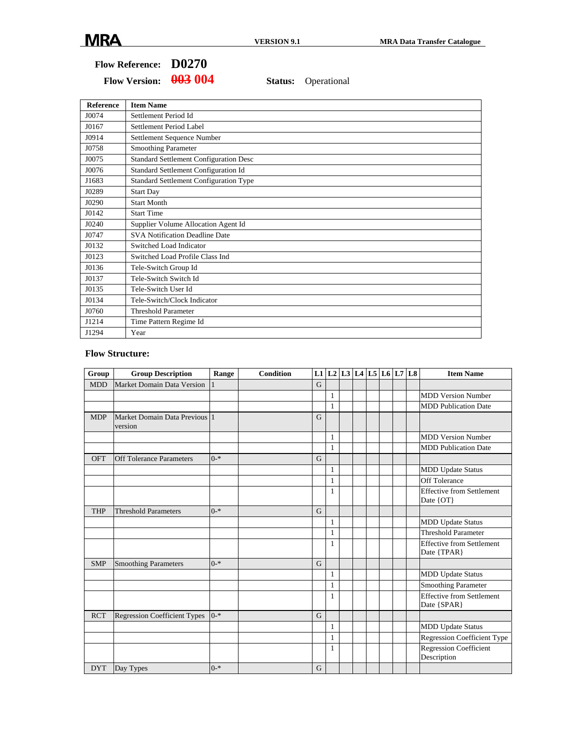**Flow Reference:** **D0270**

**Flow Version:** ~~003~~ **004** **Status:** Operational

| Reference | Item Name |
|---|---|
| J0074 | Settlement Period Id |
| J0167 | Settlement Period Label |
| J0914 | Settlement Sequence Number |
| J0758 | Smoothing Parameter |
| J0075 | Standard Settlement Configuration Desc |
| J0076 | Standard Settlement Configuration Id |
| J1683 | Standard Settlement Configuration Type |
| J0289 | Start Day |
| J0290 | Start Month |
| J0142 | Start Time |
| J0240 | Supplier Volume Allocation Agent Id |
| J0747 | SVA Notification Deadline Date |
| J0132 | Switched Load Indicator |
| J0123 | Switched Load Profile Class Ind |
| J0136 | Tele-Switch Group Id |
| J0137 | Tele-Switch Switch Id |
| J0135 | Tele-Switch User Id |
| J0134 | Tele-Switch/Clock Indicator |
| J0760 | Threshold Parameter |
| J1214 | Time Pattern Regime Id |
| J1294 | Year |

### Flow Structure:

| Group | Group Description | Range | Condition | L1 | L2 | L3 | L4 | L5 | L6 | L7 | L8 | Item Name |
|---|---|---|---|---|---|---|---|---|---|---|---|---|
| MDD | Market Domain Data Version | 1 | | G | | | | | | | | |
| | | | | | 1 | | | | | | | MDD Version Number |
| | | | | | 1 | | | | | | | MDD Publication Date |
| MDP | Market Domain Data Previous version | 1 | | G | | | | | | | | |
| | | | | | 1 | | | | | | | MDD Version Number |
| | | | | | 1 | | | | | | | MDD Publication Date |
| OFT | Off Tolerance Parameters | 0-* | | G | | | | | | | | |
| | | | | | 1 | | | | | | | MDD Update Status |
| | | | | | 1 | | | | | | | Off Tolerance |
| | | | | | 1 | | | | | | | Effective from Settlement Date {OT} |
| THP | Threshold Parameters | 0-* | | G | | | | | | | | |
| | | | | | 1 | | | | | | | MDD Update Status |
| | | | | | 1 | | | | | | | Threshold Parameter |
| | | | | | 1 | | | | | | | Effective from Settlement Date {TPAR} |
| SMP | Smoothing Parameters | 0-* | | G | | | | | | | | |
| | | | | | 1 | | | | | | | MDD Update Status |
| | | | | | 1 | | | | | | | Smoothing Parameter |
| | | | | | 1 | | | | | | | Effective from Settlement Date {SPAR} |
| RCT | Regression Coefficient Types | 0-* | | G | | | | | | | | |
| | | | | | 1 | | | | | | | MDD Update Status |
| | | | | | 1 | | | | | | | Regression Coefficient Type |
| | | | | | 1 | | | | | | | Regression Coefficient Description |
| DYT | Day Types | 0-* | | G | | | | | | | | |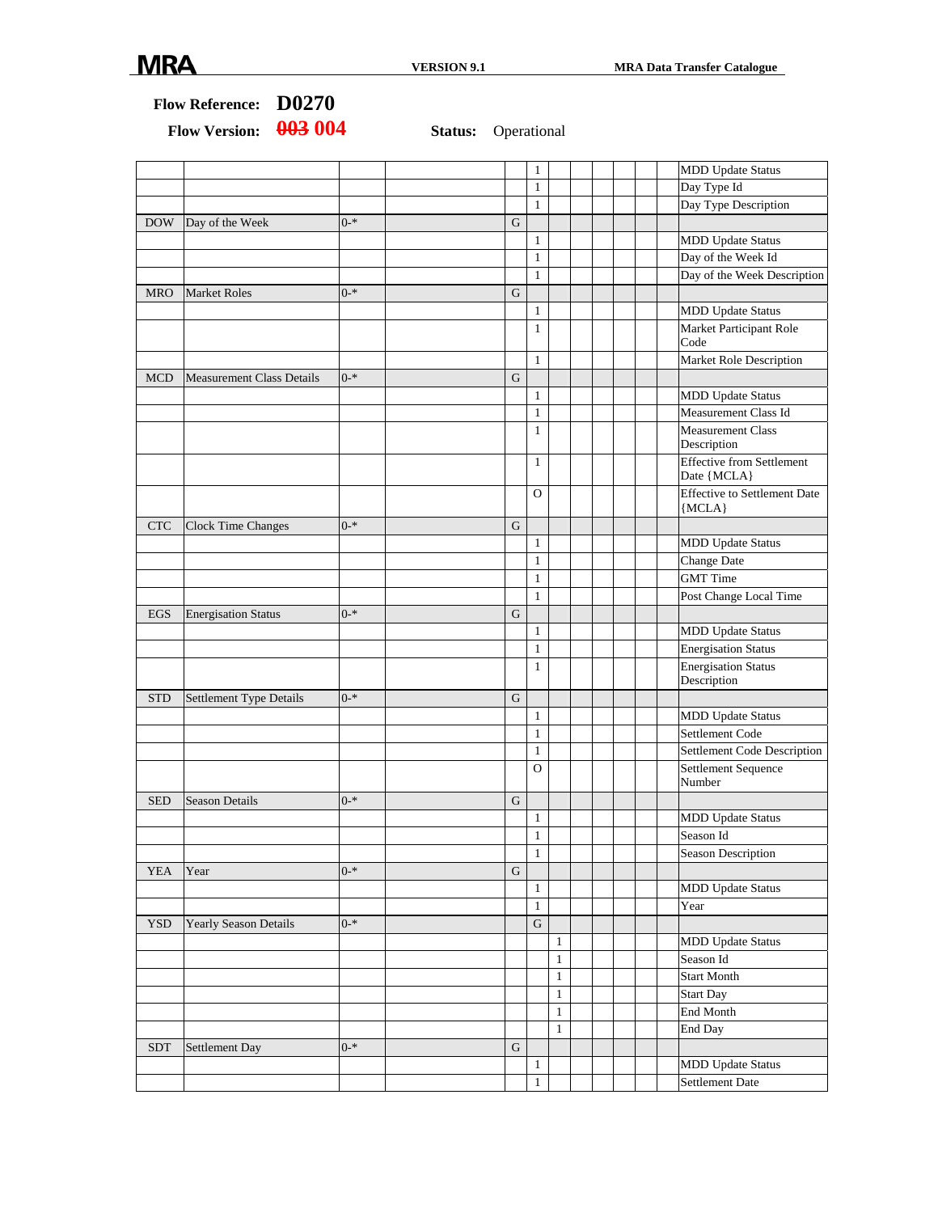**Flow Reference:** **D0270**

**Flow Version:** ~~003~~ 004 **Status:** Operational

| | | | | | | | | | | | | |
|---|---|---|---|---|---|---|---|---|---|---|---|---|
| | | | | | 1 | | | | | | | MDD Update Status |
| | | | | | 1 | | | | | | | Day Type Id |
| | | | | | 1 | | | | | | | Day Type Description |
| DOW | Day of the Week | 0-* | | G | | | | | | | | |
| | | | | | 1 | | | | | | | MDD Update Status |
| | | | | | 1 | | | | | | | Day of the Week Id |
| | | | | | 1 | | | | | | | Day of the Week Description |
| MRO | Market Roles | 0-* | | G | | | | | | | | |
| | | | | | 1 | | | | | | | MDD Update Status |
| | | | | | 1 | | | | | | | Market Participant Role Code |
| | | | | | 1 | | | | | | | Market Role Description |
| MCD | Measurement Class Details | 0-* | | G | | | | | | | | |
| | | | | | 1 | | | | | | | MDD Update Status |
| | | | | | 1 | | | | | | | Measurement Class Id |
| | | | | | 1 | | | | | | | Measurement Class Description |
| | | | | | 1 | | | | | | | Effective from Settlement Date {MCLA} |
| | | | | | O | | | | | | | Effective to Settlement Date {MCLA} |
| CTC | Clock Time Changes | 0-* | | G | | | | | | | | |
| | | | | | 1 | | | | | | | MDD Update Status |
| | | | | | 1 | | | | | | | Change Date |
| | | | | | 1 | | | | | | | GMT Time |
| | | | | | 1 | | | | | | | Post Change Local Time |
| EGS | Energisation Status | 0-* | | G | | | | | | | | |
| | | | | | 1 | | | | | | | MDD Update Status |
| | | | | | 1 | | | | | | | Energisation Status |
| | | | | | 1 | | | | | | | Energisation Status Description |
| STD | Settlement Type Details | 0-* | | G | | | | | | | | |
| | | | | | 1 | | | | | | | MDD Update Status |
| | | | | | 1 | | | | | | | Settlement Code |
| | | | | | 1 | | | | | | | Settlement Code Description |
| | | | | | O | | | | | | | Settlement Sequence Number |
| SED | Season Details | 0-* | | G | | | | | | | | |
| | | | | | 1 | | | | | | | MDD Update Status |
| | | | | | 1 | | | | | | | Season Id |
| | | | | | 1 | | | | | | | Season Description |
| YEA | Year | 0-* | | G | | | | | | | | |
| | | | | | 1 | | | | | | | MDD Update Status |
| | | | | | 1 | | | | | | | Year |
| YSD | Yearly Season Details | 0-* | | | G | | | | | | | |
| | | | | | | 1 | | | | | | MDD Update Status |
| | | | | | | 1 | | | | | | Season Id |
| | | | | | | 1 | | | | | | Start Month |
| | | | | | | 1 | | | | | | Start Day |
| | | | | | | 1 | | | | | | End Month |
| | | | | | | 1 | | | | | | End Day |
| SDT | Settlement Day | 0-* | | G | | | | | | | | |
| | | | | | 1 | | | | | | | MDD Update Status |
| | | | | | 1 | | | | | | | Settlement Date |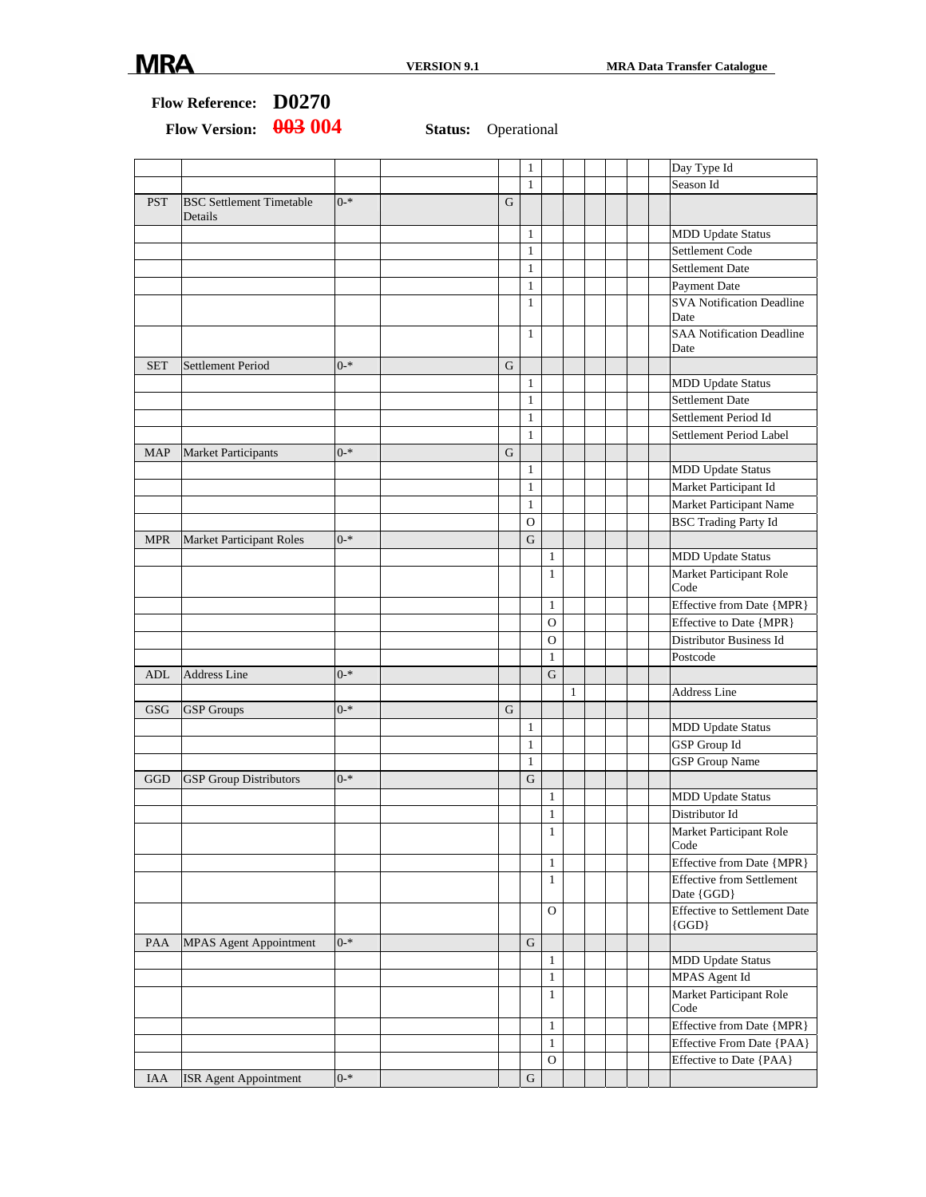**Flow Reference:** **D0270**

**Flow Version:** ~~003~~ 004 **Status:** Operational

| | | | | | | | | | | | |
|---|---|---|---|---|---|---|---|---|---|---|---|
| | | | | | 1 | | | | | | Day Type Id |
| | | | | | 1 | | | | | | Season Id |
| PST | BSC Settlement Timetable Details | 0-* | | G | | | | | | | |
| | | | | | 1 | | | | | | MDD Update Status |
| | | | | | 1 | | | | | | Settlement Code |
| | | | | | 1 | | | | | | Settlement Date |
| | | | | | 1 | | | | | | Payment Date |
| | | | | | 1 | | | | | | SVA Notification Deadline Date |
| | | | | | 1 | | | | | | SAA Notification Deadline Date |
| SET | Settlement Period | 0-* | | G | | | | | | | |
| | | | | | 1 | | | | | | MDD Update Status |
| | | | | | 1 | | | | | | Settlement Date |
| | | | | | 1 | | | | | | Settlement Period Id |
| | | | | | 1 | | | | | | Settlement Period Label |
| MAP | Market Participants | 0-* | | G | | | | | | | |
| | | | | | 1 | | | | | | MDD Update Status |
| | | | | | 1 | | | | | | Market Participant Id |
| | | | | | 1 | | | | | | Market Participant Name |
| | | | | | O | | | | | | BSC Trading Party Id |
| MPR | Market Participant Roles | 0-* | | | G | | | | | | |
| | | | | | | 1 | | | | | MDD Update Status |
| | | | | | | 1 | | | | | Market Participant Role Code |
| | | | | | | 1 | | | | | Effective from Date {MPR} |
| | | | | | | O | | | | | Effective to Date {MPR} |
| | | | | | | O | | | | | Distributor Business Id |
| | | | | | | 1 | | | | | Postcode |
| ADL | Address Line | 0-* | | | | G | | | | | |
| | | | | | | | 1 | | | | Address Line |
| GSG | GSP Groups | 0-* | | G | | | | | | | |
| | | | | | 1 | | | | | | MDD Update Status |
| | | | | | 1 | | | | | | GSP Group Id |
| | | | | | 1 | | | | | | GSP Group Name |
| GGD | GSP Group Distributors | 0-* | | | G | | | | | | |
| | | | | | | 1 | | | | | MDD Update Status |
| | | | | | | 1 | | | | | Distributor Id |
| | | | | | | 1 | | | | | Market Participant Role Code |
| | | | | | | 1 | | | | | Effective from Date {MPR} |
| | | | | | | 1 | | | | | Effective from Settlement Date {GGD} |
| | | | | | | O | | | | | Effective to Settlement Date {GGD} |
| PAA | MPAS Agent Appointment | 0-* | | | G | | | | | | |
| | | | | | | 1 | | | | | MDD Update Status |
| | | | | | | 1 | | | | | MPAS Agent Id |
| | | | | | | 1 | | | | | Market Participant Role Code |
| | | | | | | 1 | | | | | Effective from Date {MPR} |
| | | | | | | 1 | | | | | Effective From Date {PAA} |
| | | | | | | O | | | | | Effective to Date {PAA} |
| IAA | ISR Agent Appointment | 0-* | | | G | | | | | | |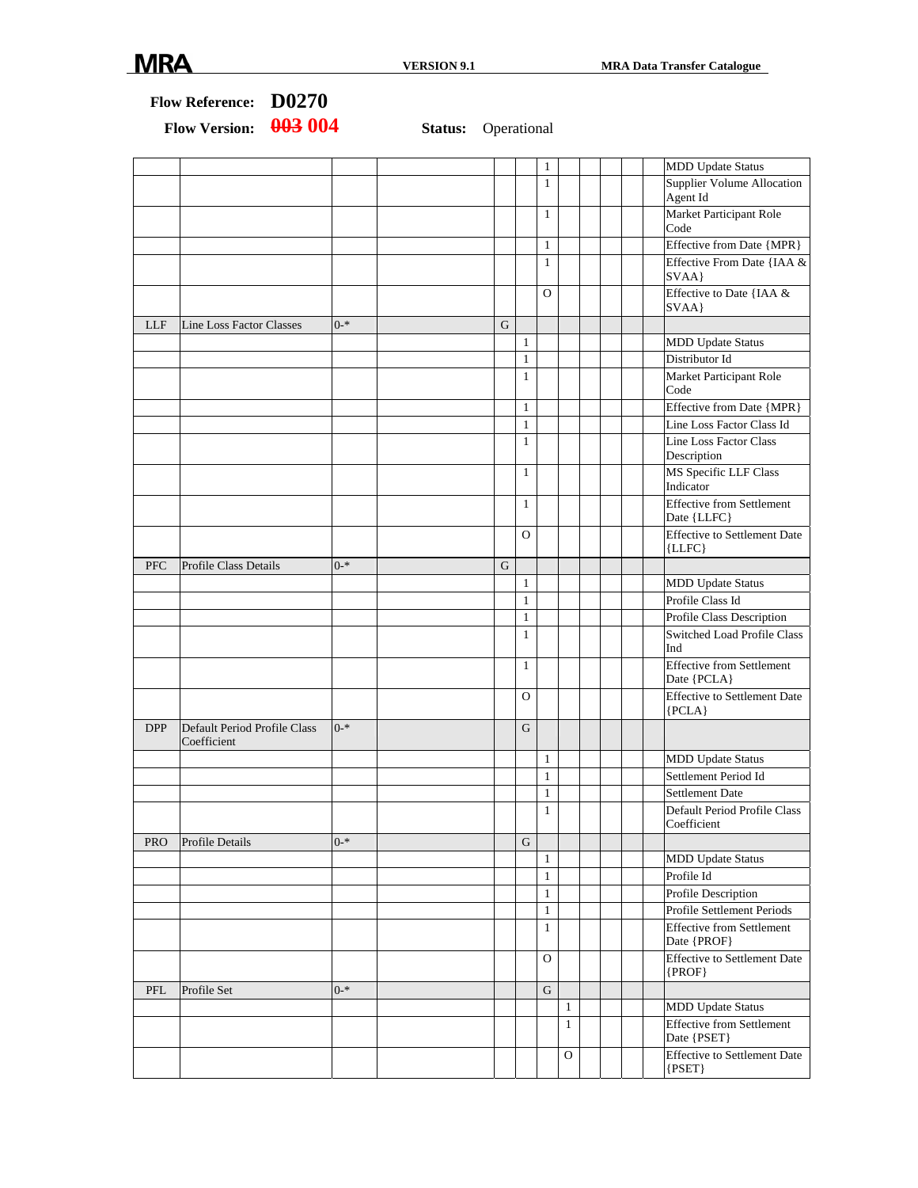**Flow Reference:** **D0270**

**Flow Version:** **~~003~~ 004**  **Status:** Operational

| | | | | | | | | | | | | |
|---|---|---|---|---|---|---|---|---|---|---|---|---|
| | | | | | | 1 | | | | | | MDD Update Status |
| | | | | | | 1 | | | | | | Supplier Volume Allocation Agent Id |
| | | | | | | 1 | | | | | | Market Participant Role Code |
| | | | | | | 1 | | | | | | Effective from Date {MPR} |
| | | | | | | 1 | | | | | | Effective From Date {IAA & SVAA} |
| | | | | | | O | | | | | | Effective to Date {IAA & SVAA} |
| LLF | Line Loss Factor Classes | 0-* | | G | | | | | | | | |
| | | | | | 1 | | | | | | | MDD Update Status |
| | | | | | 1 | | | | | | | Distributor Id |
| | | | | | 1 | | | | | | | Market Participant Role Code |
| | | | | | 1 | | | | | | | Effective from Date {MPR} |
| | | | | | 1 | | | | | | | Line Loss Factor Class Id |
| | | | | | 1 | | | | | | | Line Loss Factor Class Description |
| | | | | | 1 | | | | | | | MS Specific LLF Class Indicator |
| | | | | | 1 | | | | | | | Effective from Settlement Date {LLFC} |
| | | | | | O | | | | | | | Effective to Settlement Date {LLFC} |
| PFC | Profile Class Details | 0-* | | G | | | | | | | | |
| | | | | | 1 | | | | | | | MDD Update Status |
| | | | | | 1 | | | | | | | Profile Class Id |
| | | | | | 1 | | | | | | | Profile Class Description |
| | | | | | 1 | | | | | | | Switched Load Profile Class Ind |
| | | | | | 1 | | | | | | | Effective from Settlement Date {PCLA} |
| | | | | | O | | | | | | | Effective to Settlement Date {PCLA} |
| DPP | Default Period Profile Class Coefficient | 0-* | | | G | | | | | | | |
| | | | | | | 1 | | | | | | MDD Update Status |
| | | | | | | 1 | | | | | | Settlement Period Id |
| | | | | | | 1 | | | | | | Settlement Date |
| | | | | | | 1 | | | | | | Default Period Profile Class Coefficient |
| PRO | Profile Details | 0-* | | | G | | | | | | | |
| | | | | | | 1 | | | | | | MDD Update Status |
| | | | | | | 1 | | | | | | Profile Id |
| | | | | | | 1 | | | | | | Profile Description |
| | | | | | | 1 | | | | | | Profile Settlement Periods |
| | | | | | | 1 | | | | | | Effective from Settlement Date {PROF} |
| | | | | | | O | | | | | | Effective to Settlement Date {PROF} |
| PFL | Profile Set | 0-* | | | | G | | | | | | |
| | | | | | | | 1 | | | | | MDD Update Status |
| | | | | | | | 1 | | | | | Effective from Settlement Date {PSET} |
| | | | | | | | O | | | | | Effective to Settlement Date {PSET} |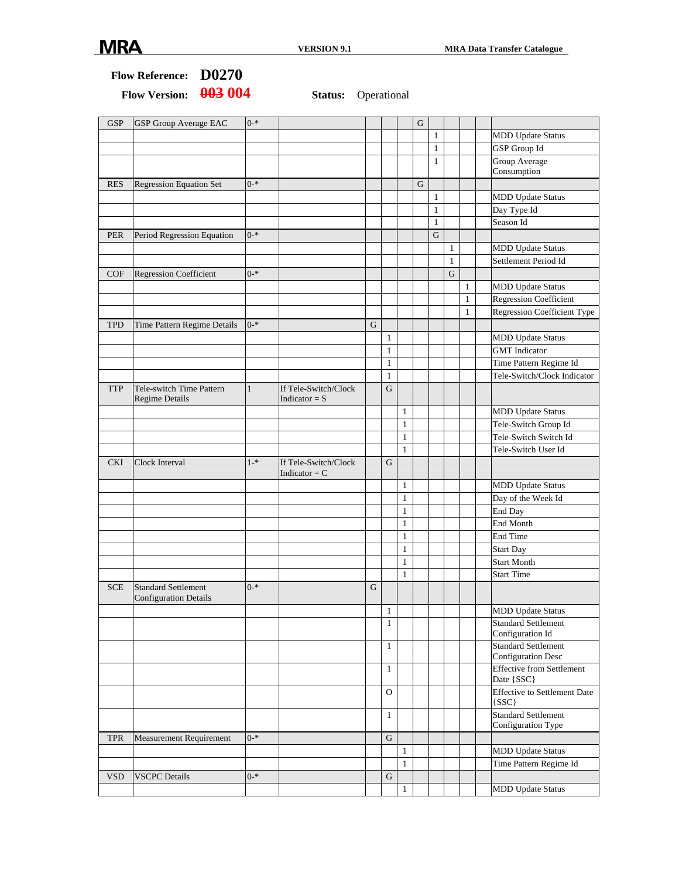**Flow Reference:** **D0270**

**Flow Version:** ~~003~~ **004** **Status:** Operational

| | | | | | | | | | | | | |
|---|---|---|---|---|---|---|---|---|---|---|---|---|
| GSP | GSP Group Average EAC | 0-* | | | | | G | | | | | |
| | | | | | | | | 1 | | | | MDD Update Status |
| | | | | | | | | 1 | | | | GSP Group Id |
| | | | | | | | | 1 | | | | Group Average Consumption |
| RES | Regression Equation Set | 0-* | | | | | G | | | | | |
| | | | | | | | | 1 | | | | MDD Update Status |
| | | | | | | | | 1 | | | | Day Type Id |
| | | | | | | | | 1 | | | | Season Id |
| PER | Period Regression Equation | 0-* | | | | | | G | | | | |
| | | | | | | | | | 1 | | | MDD Update Status |
| | | | | | | | | | 1 | | | Settlement Period Id |
| COF | Regression Coefficient | 0-* | | | | | | | G | | | |
| | | | | | | | | | | 1 | | MDD Update Status |
| | | | | | | | | | | 1 | | Regression Coefficient |
| | | | | | | | | | | 1 | | Regression Coefficient Type |
| TPD | Time Pattern Regime Details | 0-* | | G | | | | | | | | |
| | | | | | 1 | | | | | | | MDD Update Status |
| | | | | | 1 | | | | | | | GMT Indicator |
| | | | | | 1 | | | | | | | Time Pattern Regime Id |
| | | | | | 1 | | | | | | | Tele-Switch/Clock Indicator |
| TTP | Tele-switch Time Pattern Regime Details | 1 | If Tele-Switch/Clock Indicator = S | | G | | | | | | | |
| | | | | | | 1 | | | | | | MDD Update Status |
| | | | | | | 1 | | | | | | Tele-Switch Group Id |
| | | | | | | 1 | | | | | | Tele-Switch Switch Id |
| | | | | | | 1 | | | | | | Tele-Switch User Id |
| CKI | Clock Interval | 1-* | If Tele-Switch/Clock Indicator = C | | G | | | | | | | |
| | | | | | | 1 | | | | | | MDD Update Status |
| | | | | | | 1 | | | | | | Day of the Week Id |
| | | | | | | 1 | | | | | | End Day |
| | | | | | | 1 | | | | | | End Month |
| | | | | | | 1 | | | | | | End Time |
| | | | | | | 1 | | | | | | Start Day |
| | | | | | | 1 | | | | | | Start Month |
| | | | | | | 1 | | | | | | Start Time |
| SCE | Standard Settlement Configuration Details | 0-* | | G | | | | | | | | |
| | | | | | 1 | | | | | | | MDD Update Status |
| | | | | | 1 | | | | | | | Standard Settlement Configuration Id |
| | | | | | 1 | | | | | | | Standard Settlement Configuration Desc |
| | | | | | 1 | | | | | | | Effective from Settlement Date {SSC} |
| | | | | | O | | | | | | | Effective to Settlement Date {SSC} |
| | | | | | 1 | | | | | | | Standard Settlement Configuration Type |
| TPR | Measurement Requirement | 0-* | | | G | | | | | | | |
| | | | | | | 1 | | | | | | MDD Update Status |
| | | | | | | 1 | | | | | | Time Pattern Regime Id |
| VSD | VSCPC Details | 0-* | | | G | | | | | | | |
| | | | | | | 1 | | | | | | MDD Update Status |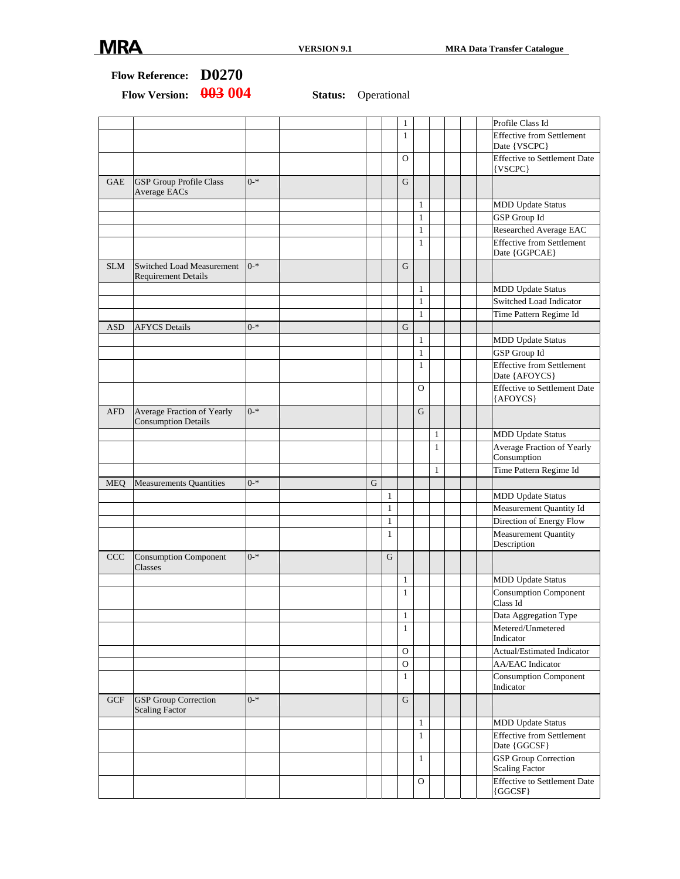**Flow Reference:** **D0270**

**Flow Version:** ~~003~~ **004** **Status:** Operational

| | | | | | | | | | | | | |
|---|---|---|---|---|---|---|---|---|---|---|---|---|
| | | | | | | 1 | | | | | | Profile Class Id |
| | | | | | | 1 | | | | | | Effective from Settlement Date {VSCPC} |
| | | | | | | O | | | | | | Effective to Settlement Date {VSCPC} |
| GAE | GSP Group Profile Class Average EACs | 0-* | | | | G | | | | | | |
| | | | | | | | 1 | | | | | MDD Update Status |
| | | | | | | | 1 | | | | | GSP Group Id |
| | | | | | | | 1 | | | | | Researched Average EAC |
| | | | | | | | 1 | | | | | Effective from Settlement Date {GGPCAE} |
| SLM | Switched Load Measurement Requirement Details | 0-* | | | | G | | | | | | |
| | | | | | | | 1 | | | | | MDD Update Status |
| | | | | | | | 1 | | | | | Switched Load Indicator |
| | | | | | | | 1 | | | | | Time Pattern Regime Id |
| ASD | AFYCS Details | 0-* | | | | G | | | | | | |
| | | | | | | | 1 | | | | | MDD Update Status |
| | | | | | | | 1 | | | | | GSP Group Id |
| | | | | | | | 1 | | | | | Effective from Settlement Date {AFOYCS} |
| | | | | | | | O | | | | | Effective to Settlement Date {AFOYCS} |
| AFD | Average Fraction of Yearly Consumption Details | 0-* | | | | | G | | | | | |
| | | | | | | | | 1 | | | | MDD Update Status |
| | | | | | | | | 1 | | | | Average Fraction of Yearly Consumption |
| | | | | | | | | 1 | | | | Time Pattern Regime Id |
| MEQ | Measurements Quantities | 0-* | | G | | | | | | | | |
| | | | | | 1 | | | | | | | MDD Update Status |
| | | | | | 1 | | | | | | | Measurement Quantity Id |
| | | | | | 1 | | | | | | | Direction of Energy Flow |
| | | | | | 1 | | | | | | | Measurement Quantity Description |
| CCC | Consumption Component Classes | 0-* | | | G | | | | | | | |
| | | | | | | 1 | | | | | | MDD Update Status |
| | | | | | | 1 | | | | | | Consumption Component Class Id |
| | | | | | | 1 | | | | | | Data Aggregation Type |
| | | | | | | 1 | | | | | | Metered/Unmetered Indicator |
| | | | | | | O | | | | | | Actual/Estimated Indicator |
| | | | | | | O | | | | | | AA/EAC Indicator |
| | | | | | | 1 | | | | | | Consumption Component Indicator |
| GCF | GSP Group Correction Scaling Factor | 0-* | | | | G | | | | | | |
| | | | | | | | 1 | | | | | MDD Update Status |
| | | | | | | | 1 | | | | | Effective from Settlement Date {GGCSF} |
| | | | | | | | 1 | | | | | GSP Group Correction Scaling Factor |
| | | | | | | | O | | | | | Effective to Settlement Date {GGCSF} |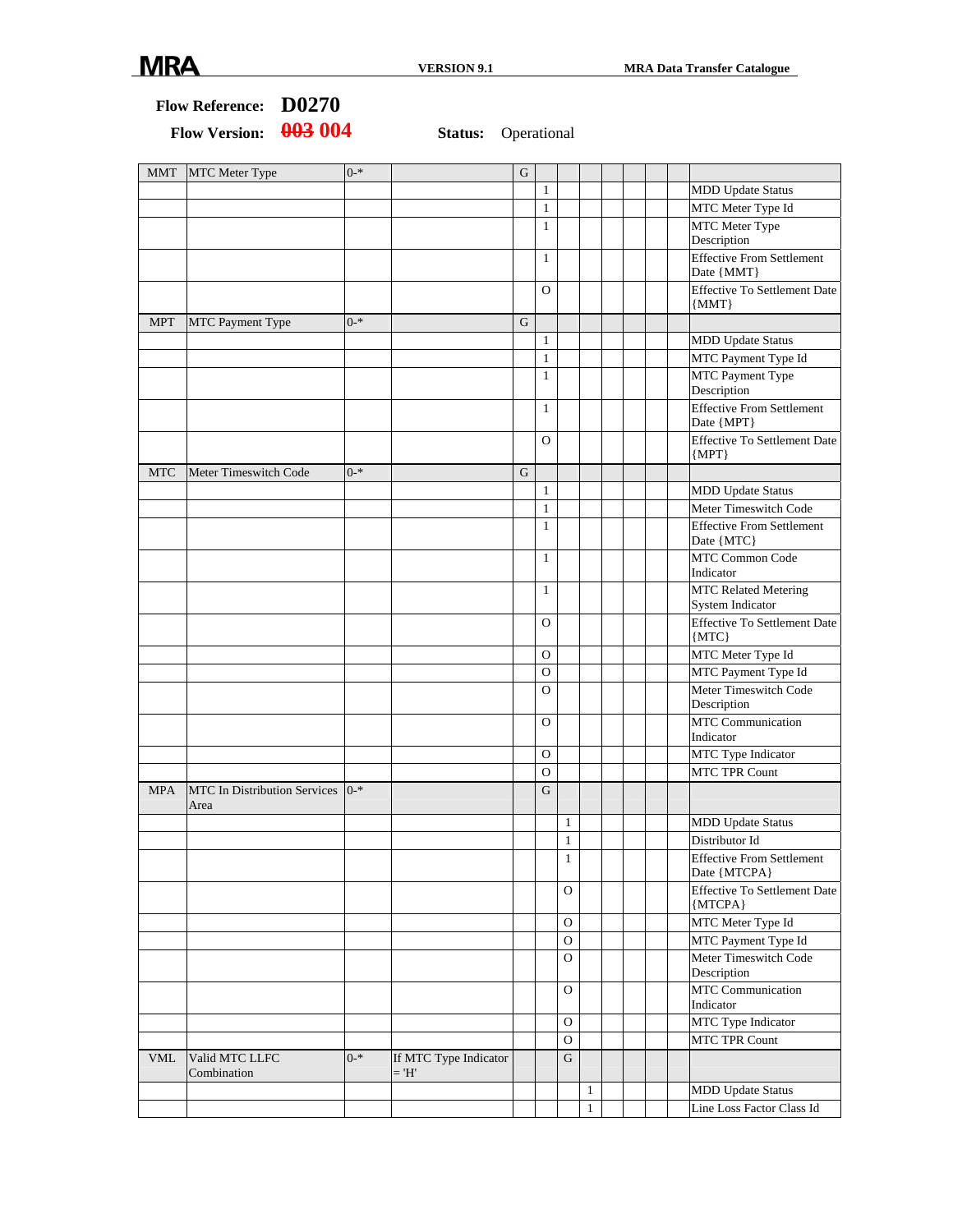**Flow Reference:** **D0270**

**Flow Version:** ~~003~~ 004 **Status:** Operational

| | | | | | | | | | | | |
|---|---|---|---|---|---|---|---|---|---|---|---|
| MMT | MTC Meter Type | 0-* | | G | | | | | | | |
| | | | | | 1 | | | | | | MDD Update Status |
| | | | | | 1 | | | | | | MTC Meter Type Id |
| | | | | | 1 | | | | | | MTC Meter Type Description |
| | | | | | 1 | | | | | | Effective From Settlement Date {MMT} |
| | | | | | O | | | | | | Effective To Settlement Date {MMT} |
| MPT | MTC Payment Type | 0-* | | G | | | | | | | |
| | | | | | 1 | | | | | | MDD Update Status |
| | | | | | 1 | | | | | | MTC Payment Type Id |
| | | | | | 1 | | | | | | MTC Payment Type Description |
| | | | | | 1 | | | | | | Effective From Settlement Date {MPT} |
| | | | | | O | | | | | | Effective To Settlement Date {MPT} |
| MTC | Meter Timeswitch Code | 0-* | | G | | | | | | | |
| | | | | | 1 | | | | | | MDD Update Status |
| | | | | | 1 | | | | | | Meter Timeswitch Code |
| | | | | | 1 | | | | | | Effective From Settlement Date {MTC} |
| | | | | | 1 | | | | | | MTC Common Code Indicator |
| | | | | | 1 | | | | | | MTC Related Metering System Indicator |
| | | | | | O | | | | | | Effective To Settlement Date {MTC} |
| | | | | | O | | | | | | MTC Meter Type Id |
| | | | | | O | | | | | | MTC Payment Type Id |
| | | | | | O | | | | | | Meter Timeswitch Code Description |
| | | | | | O | | | | | | MTC Communication Indicator |
| | | | | | O | | | | | | MTC Type Indicator |
| | | | | | O | | | | | | MTC TPR Count |
| MPA | MTC In Distribution Services Area | 0-* | | | G | | | | | | |
| | | | | | | 1 | | | | | MDD Update Status |
| | | | | | | 1 | | | | | Distributor Id |
| | | | | | | 1 | | | | | Effective From Settlement Date {MTCPA} |
| | | | | | | O | | | | | Effective To Settlement Date {MTCPA} |
| | | | | | | O | | | | | MTC Meter Type Id |
| | | | | | | O | | | | | MTC Payment Type Id |
| | | | | | | O | | | | | Meter Timeswitch Code Description |
| | | | | | | O | | | | | MTC Communication Indicator |
| | | | | | | O | | | | | MTC Type Indicator |
| | | | | | | O | | | | | MTC TPR Count |
| VML | Valid MTC LLFC Combination | 0-* | If MTC Type Indicator = 'H' | | | G | | | | | |
| | | | | | | | 1 | | | | MDD Update Status |
| | | | | | | | 1 | | | | Line Loss Factor Class Id |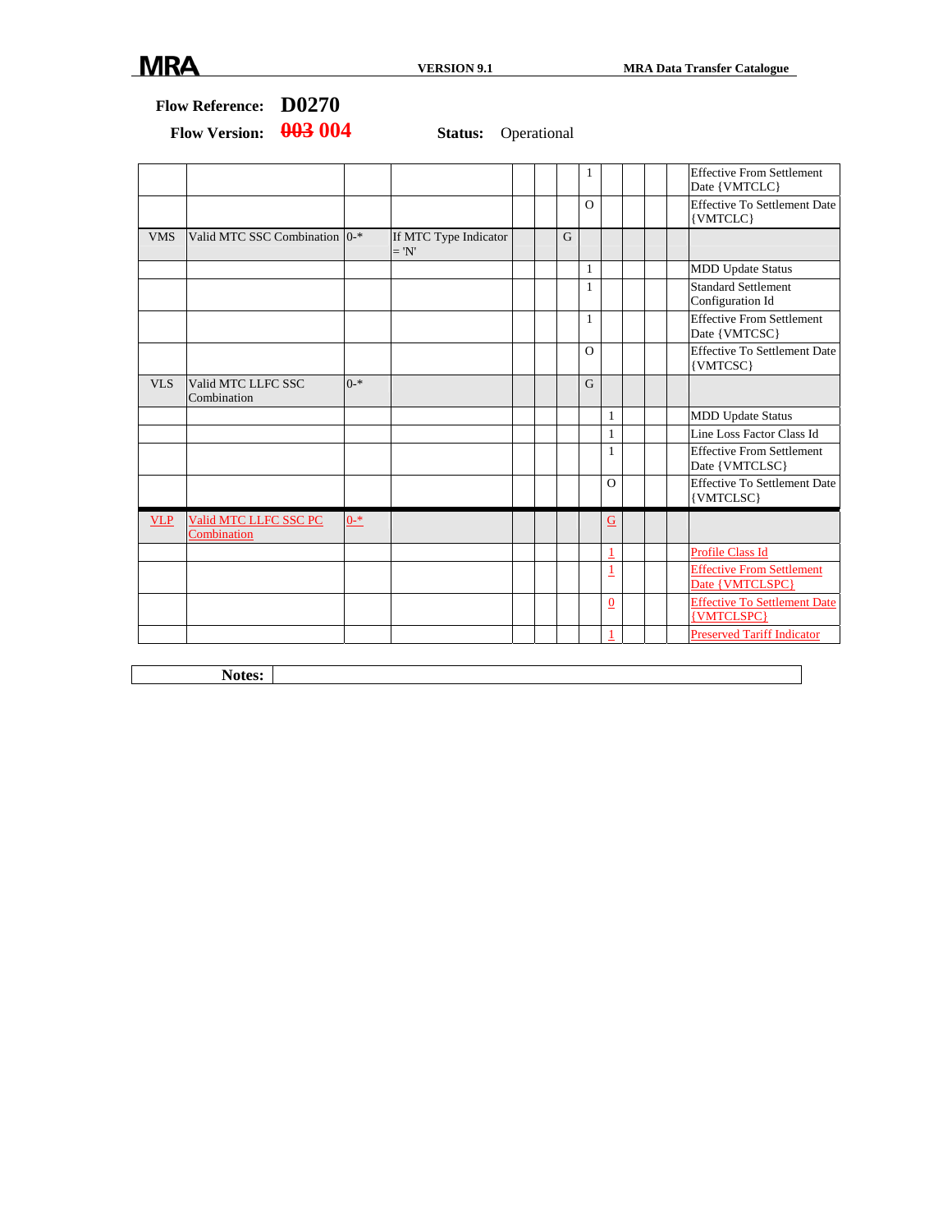**Flow Reference:** D0270

**Flow Version:** ~~003~~ 004 **Status:** Operational

| | | | | | | | | | | | | |
|---|---|---|---|---|---|---|---|---|---|---|---|---|
| | | | | | | | 1 | | | | | Effective From Settlement Date {VMTCLC} |
| | | | | | | | O | | | | | Effective To Settlement Date {VMTCLC} |
| VMS | Valid MTC SSC Combination | 0-* | If MTC Type Indicator = 'N' | | | G | | | | | | |
| | | | | | | | 1 | | | | | MDD Update Status |
| | | | | | | | 1 | | | | | Standard Settlement Configuration Id |
| | | | | | | | 1 | | | | | Effective From Settlement Date {VMTCSC} |
| | | | | | | | O | | | | | Effective To Settlement Date {VMTCSC} |
| VLS | Valid MTC LLFC SSC Combination | 0-* | | | | | G | | | | | |
| | | | | | | | | 1 | | | | MDD Update Status |
| | | | | | | | | 1 | | | | Line Loss Factor Class Id |
| | | | | | | | | 1 | | | | Effective From Settlement Date {VMTCLSC} |
| | | | | | | | | O | | | | Effective To Settlement Date {VMTCLSC} |
| VLP | Valid MTC LLFC SSC PC Combination | 0-* | | | | | | G | | | | |
| | | | | | | | | 1 | | | | Profile Class Id |
| | | | | | | | | 1 | | | | Effective From Settlement Date {VMTCLSPC} |
| | | | | | | | | 0 | | | | Effective To Settlement Date {VMTCLSPC} |
| | | | | | | | | 1 | | | | Preserved Tariff Indicator |

| **Notes:** | |
|---|---|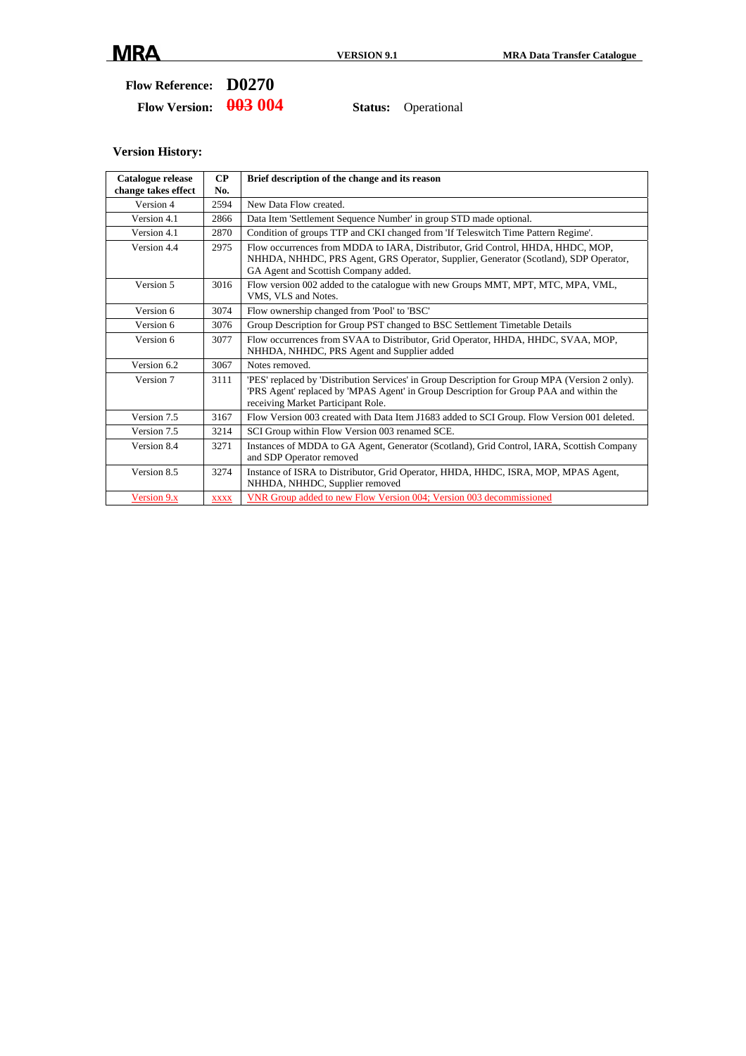**Flow Reference:** **D0270**

**Flow Version:** ~~003~~ **004**  **Status:** Operational

### Version History:

| Catalogue release change takes effect | CP No. | Brief description of the change and its reason |
|---|---|---|
| Version 4 | 2594 | New Data Flow created. |
| Version 4.1 | 2866 | Data Item 'Settlement Sequence Number' in group STD made optional. |
| Version 4.1 | 2870 | Condition of groups TTP and CKI changed from 'If Teleswitch Time Pattern Regime'. |
| Version 4.4 | 2975 | Flow occurrences from MDDA to IARA, Distributor, Grid Control, HHDA, HHDC, MOP, NHHDA, NHHDC, PRS Agent, GRS Operator, Supplier, Generator (Scotland), SDP Operator, GA Agent and Scottish Company added. |
| Version 5 | 3016 | Flow version 002 added to the catalogue with new Groups MMT, MPT, MTC, MPA, VML, VMS, VLS and Notes. |
| Version 6 | 3074 | Flow ownership changed from 'Pool' to 'BSC' |
| Version 6 | 3076 | Group Description for Group PST changed to BSC Settlement Timetable Details |
| Version 6 | 3077 | Flow occurrences from SVAA to Distributor, Grid Operator, HHDA, HHDC, SVAA, MOP, NHHDA, NHHDC, PRS Agent and Supplier added |
| Version 6.2 | 3067 | Notes removed. |
| Version 7 | 3111 | 'PES' replaced by 'Distribution Services' in Group Description for Group MPA (Version 2 only). 'PRS Agent' replaced by 'MPAS Agent' in Group Description for Group PAA and within the receiving Market Participant Role. |
| Version 7.5 | 3167 | Flow Version 003 created with Data Item J1683 added to SCI Group. Flow Version 001 deleted. |
| Version 7.5 | 3214 | SCI Group within Flow Version 003 renamed SCE. |
| Version 8.4 | 3271 | Instances of MDDA to GA Agent, Generator (Scotland), Grid Control, IARA, Scottish Company and SDP Operator removed |
| Version 8.5 | 3274 | Instance of ISRA to Distributor, Grid Operator, HHDA, HHDC, ISRA, MOP, MPAS Agent, NHHDA, NHHDC, Supplier removed |
| Version 9.x | xxxx | VNR Group added to new Flow Version 004; Version 003 decommissioned |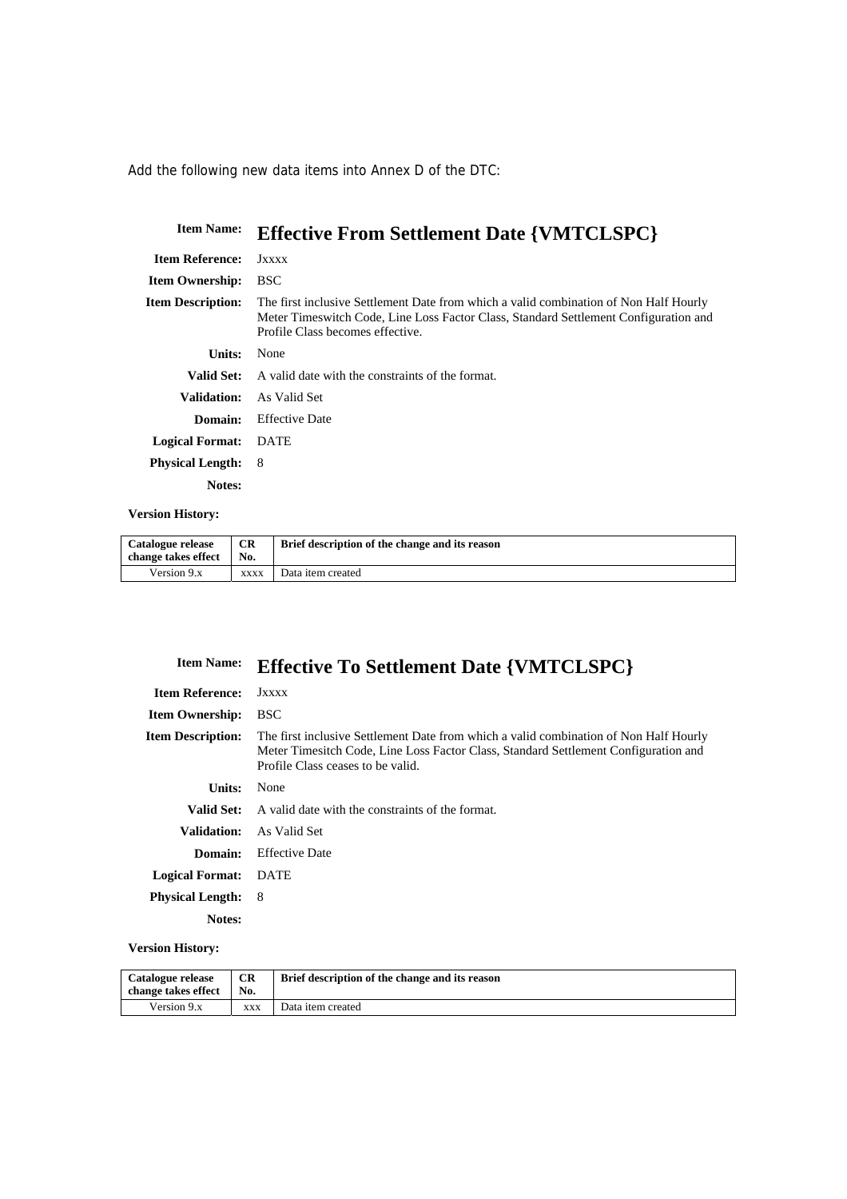Add the following new data items into Annex D of the DTC:

| **Item Name:** | **Effective From Settlement Date {VMTCLSPC}** |
|---|---|
| **Item Reference:** | Jxxxx |
| **Item Ownership:** | BSC |
| **Item Description:** | The first inclusive Settlement Date from which a valid combination of Non Half Hourly Meter Timeswitch Code, Line Loss Factor Class, Standard Settlement Configuration and Profile Class becomes effective. |
| **Units:** | None |
| **Valid Set:** | A valid date with the constraints of the format. |
| **Validation:** | As Valid Set |
| **Domain:** | Effective Date |
| **Logical Format:** | DATE |
| **Physical Length:** | 8 |
| **Notes:** | |

**Version History:**

| Catalogue release change takes effect | CR No. | Brief description of the change and its reason |
|---|---|---|
| Version 9.x | xxxx | Data item created |

| **Item Name:** | **Effective To Settlement Date {VMTCLSPC}** |
|---|---|
| **Item Reference:** | Jxxxx |
| **Item Ownership:** | BSC |
| **Item Description:** | The first inclusive Settlement Date from which a valid combination of Non Half Hourly Meter Timesitch Code, Line Loss Factor Class, Standard Settlement Configuration and Profile Class ceases to be valid. |
| **Units:** | None |
| **Valid Set:** | A valid date with the constraints of the format. |
| **Validation:** | As Valid Set |
| **Domain:** | Effective Date |
| **Logical Format:** | DATE |
| **Physical Length:** | 8 |
| **Notes:** | |

**Version History:**

| Catalogue release change takes effect | CR No. | Brief description of the change and its reason |
|---|---|---|
| Version 9.x | xxx | Data item created |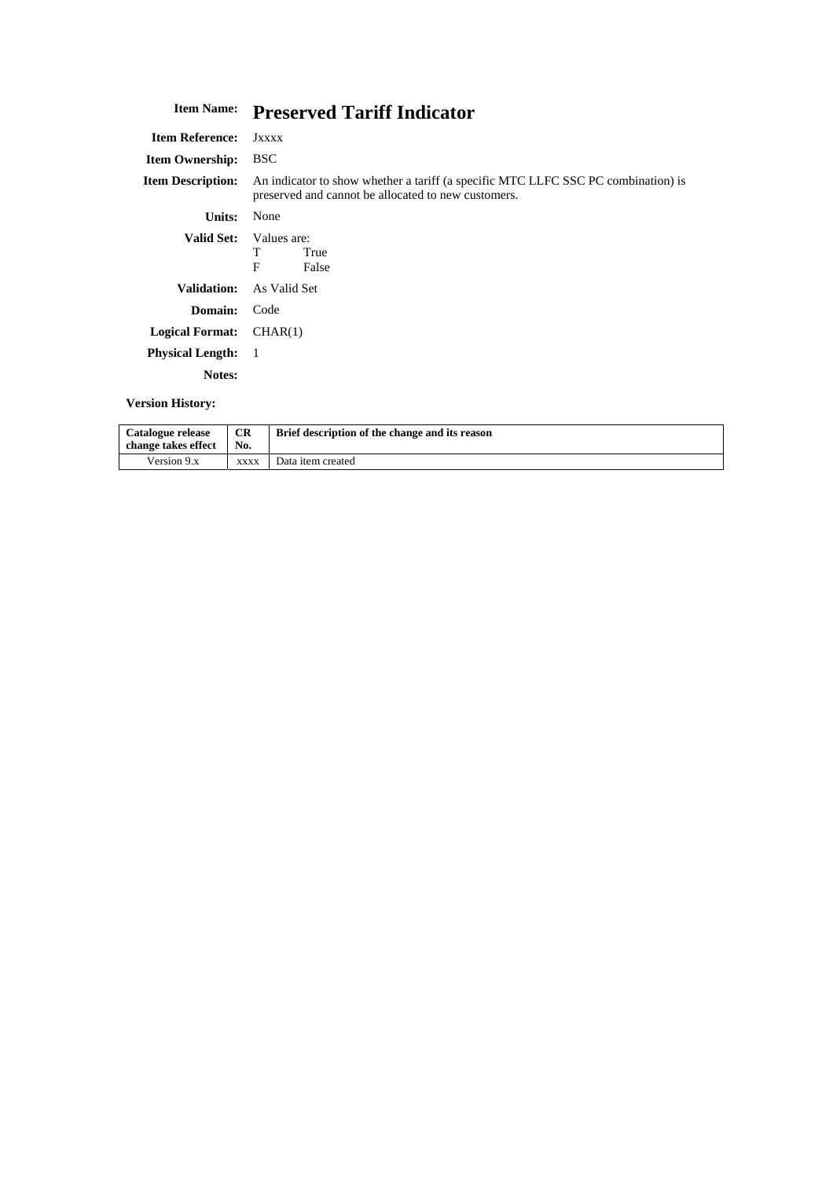| | |
|---|---|
| **Item Name:** | **Preserved Tariff Indicator** |
| **Item Reference:** | Jxxxx |
| **Item Ownership:** | BSC |
| **Item Description:** | An indicator to show whether a tariff (a specific MTC LLFC SSC PC combination) is preserved and cannot be allocated to new customers. |
| **Units:** | None |
| **Valid Set:** | Values are:<br>T True<br>F False |
| **Validation:** | As Valid Set |
| **Domain:** | Code |
| **Logical Format:** | CHAR(1) |
| **Physical Length:** | 1 |
| **Notes:** | |

**Version History:**

| Catalogue release change takes effect | CR No. | Brief description of the change and its reason |
|---|---|---|
| Version 9.x | xxxx | Data item created |